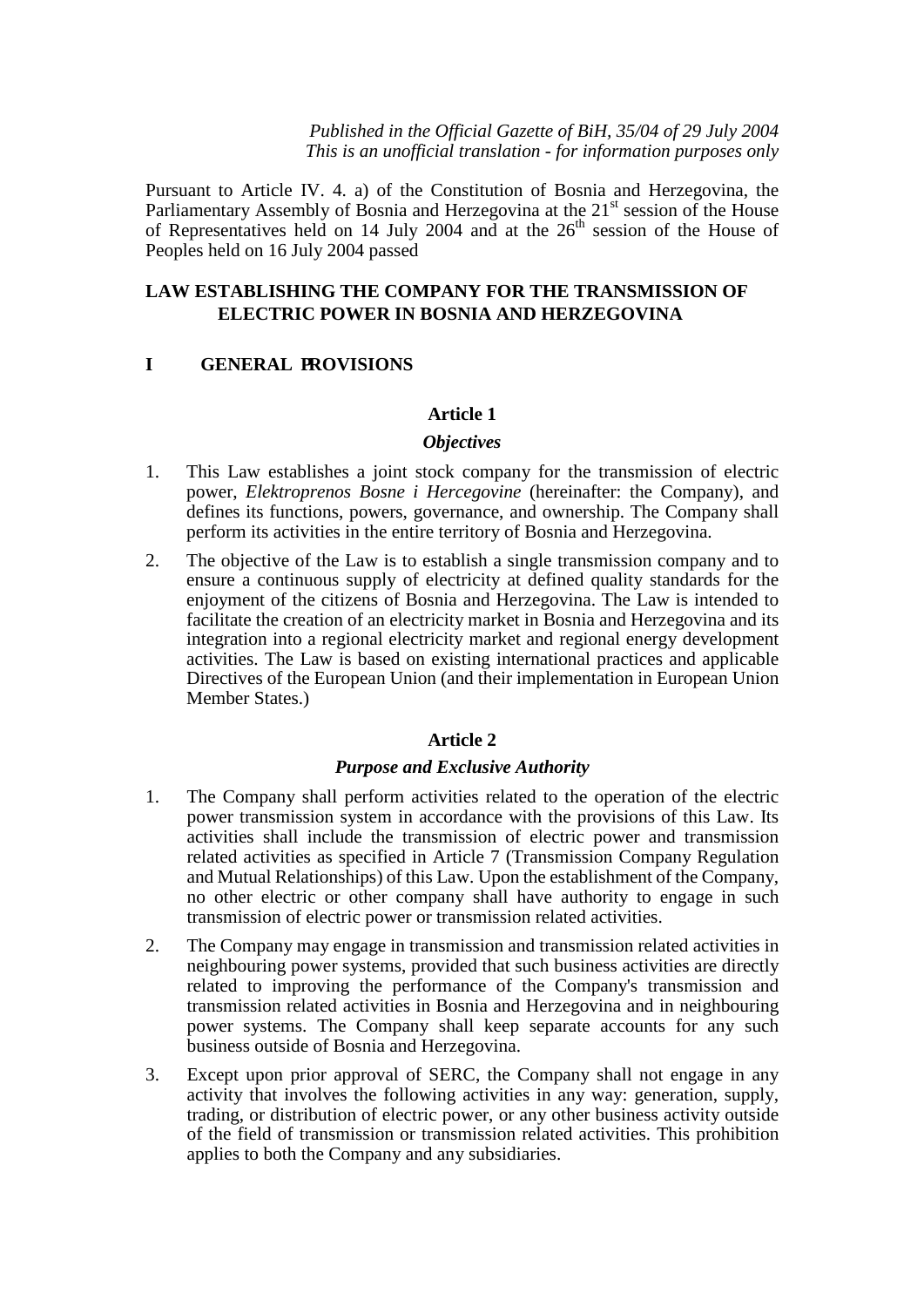*Published in the Official Gazette of BiH, 35/04 of 29 July 2004*
*This is an unofficial translation - for information purposes only*

Pursuant to Article IV. 4. a) of the Constitution of Bosnia and Herzegovina, the Parliamentary Assembly of Bosnia and Herzegovina at the 21st session of the House of Representatives held on 14 July 2004 and at the 26th session of the House of Peoples held on 16 July 2004 passed

# LAW ESTABLISHING THE COMPANY FOR THE TRANSMISSION OF ELECTRIC POWER IN BOSNIA AND HERZEGOVINA

## I GENERAL PROVISIONS

### Article 1

#### *Objectives*

1. This Law establishes a joint stock company for the transmission of electric power, *Elektroprenos Bosne i Hercegovine* (hereinafter: the Company), and defines its functions, powers, governance, and ownership. The Company shall perform its activities in the entire territory of Bosnia and Herzegovina.

2. The objective of the Law is to establish a single transmission company and to ensure a continuous supply of electricity at defined quality standards for the enjoyment of the citizens of Bosnia and Herzegovina. The Law is intended to facilitate the creation of an electricity market in Bosnia and Herzegovina and its integration into a regional electricity market and regional energy development activities. The Law is based on existing international practices and applicable Directives of the European Union (and their implementation in European Union Member States.)

### Article 2

#### *Purpose and Exclusive Authority*

1. The Company shall perform activities related to the operation of the electric power transmission system in accordance with the provisions of this Law. Its activities shall include the transmission of electric power and transmission related activities as specified in Article 7 (Transmission Company Regulation and Mutual Relationships) of this Law. Upon the establishment of the Company, no other electric or other company shall have authority to engage in such transmission of electric power or transmission related activities.

2. The Company may engage in transmission and transmission related activities in neighbouring power systems, provided that such business activities are directly related to improving the performance of the Company's transmission and transmission related activities in Bosnia and Herzegovina and in neighbouring power systems. The Company shall keep separate accounts for any such business outside of Bosnia and Herzegovina.

3. Except upon prior approval of SERC, the Company shall not engage in any activity that involves the following activities in any way: generation, supply, trading, or distribution of electric power, or any other business activity outside of the field of transmission or transmission related activities. This prohibition applies to both the Company and any subsidiaries.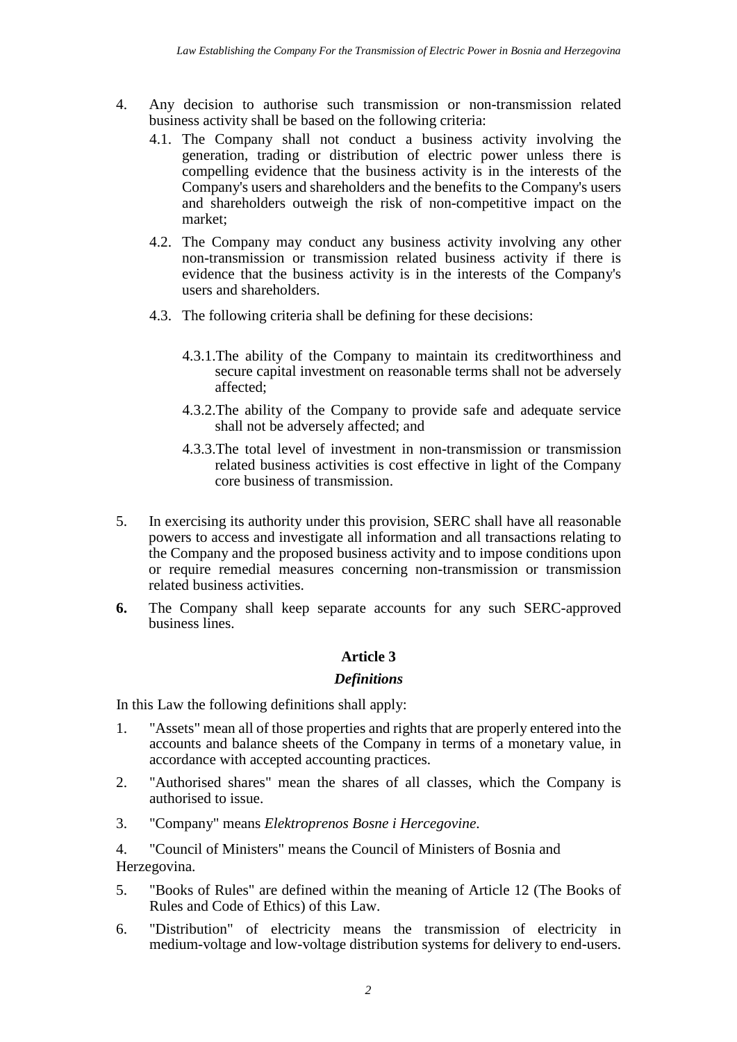4. Any decision to authorise such transmission or non-transmission related business activity shall be based on the following criteria:
   - 4.1. The Company shall not conduct a business activity involving the generation, trading or distribution of electric power unless there is compelling evidence that the business activity is in the interests of the Company's users and shareholders and the benefits to the Company's users and shareholders outweigh the risk of non-competitive impact on the market;
   - 4.2. The Company may conduct any business activity involving any other non-transmission or transmission related business activity if there is evidence that the business activity is in the interests of the Company's users and shareholders.
   - 4.3. The following criteria shall be defining for these decisions:
     - 4.3.1. The ability of the Company to maintain its creditworthiness and secure capital investment on reasonable terms shall not be adversely affected;
     - 4.3.2. The ability of the Company to provide safe and adequate service shall not be adversely affected; and
     - 4.3.3. The total level of investment in non-transmission or transmission related business activities is cost effective in light of the Company core business of transmission.

5. In exercising its authority under this provision, SERC shall have all reasonable powers to access and investigate all information and all transactions relating to the Company and the proposed business activity and to impose conditions upon or require remedial measures concerning non-transmission or transmission related business activities.

**6.** The Company shall keep separate accounts for any such SERC-approved business lines.

## Article 3

### *Definitions*

In this Law the following definitions shall apply:

1. "Assets" mean all of those properties and rights that are properly entered into the accounts and balance sheets of the Company in terms of a monetary value, in accordance with accepted accounting practices.
2. "Authorised shares" mean the shares of all classes, which the Company is authorised to issue.
3. "Company" means *Elektroprenos Bosne i Hercegovine*.
4. "Council of Ministers" means the Council of Ministers of Bosnia and Herzegovina.
5. "Books of Rules" are defined within the meaning of Article 12 (The Books of Rules and Code of Ethics) of this Law.
6. "Distribution" of electricity means the transmission of electricity in medium-voltage and low-voltage distribution systems for delivery to end-users.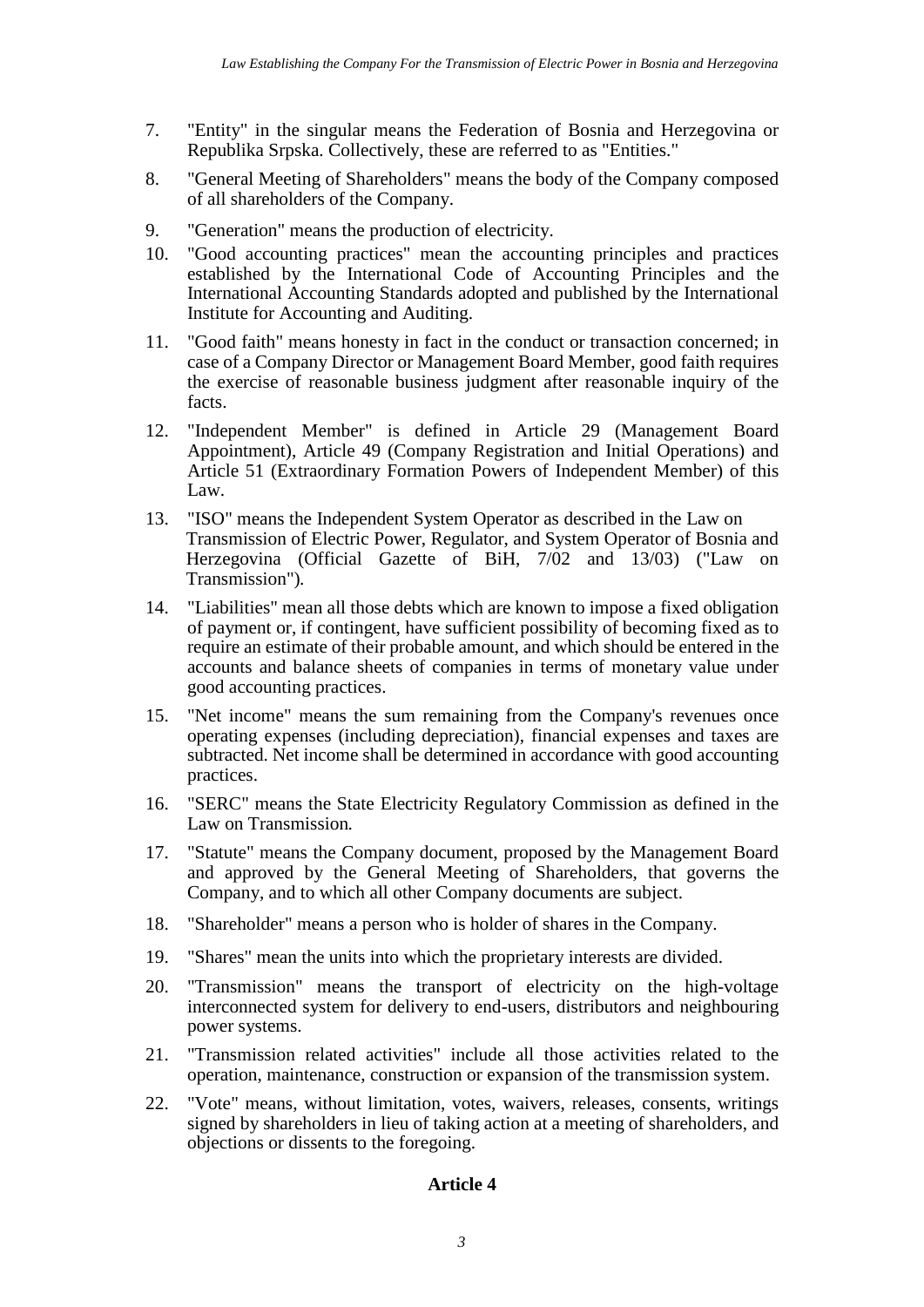7. "Entity" in the singular means the Federation of Bosnia and Herzegovina or Republika Srpska. Collectively, these are referred to as "Entities."

8. "General Meeting of Shareholders" means the body of the Company composed of all shareholders of the Company.

9. "Generation" means the production of electricity.

10. "Good accounting practices" mean the accounting principles and practices established by the International Code of Accounting Principles and the International Accounting Standards adopted and published by the International Institute for Accounting and Auditing.

11. "Good faith" means honesty in fact in the conduct or transaction concerned; in case of a Company Director or Management Board Member, good faith requires the exercise of reasonable business judgment after reasonable inquiry of the facts.

12. "Independent Member" is defined in Article 29 (Management Board Appointment), Article 49 (Company Registration and Initial Operations) and Article 51 (Extraordinary Formation Powers of Independent Member) of this Law.

13. "ISO" means the Independent System Operator as described in the Law on Transmission of Electric Power, Regulator, and System Operator of Bosnia and Herzegovina (Official Gazette of BiH, 7/02 and 13/03) ("Law on Transmission").

14. "Liabilities" mean all those debts which are known to impose a fixed obligation of payment or, if contingent, have sufficient possibility of becoming fixed as to require an estimate of their probable amount, and which should be entered in the accounts and balance sheets of companies in terms of monetary value under good accounting practices.

15. "Net income" means the sum remaining from the Company's revenues once operating expenses (including depreciation), financial expenses and taxes are subtracted. Net income shall be determined in accordance with good accounting practices.

16. "SERC" means the State Electricity Regulatory Commission as defined in the Law on Transmission.

17. "Statute" means the Company document, proposed by the Management Board and approved by the General Meeting of Shareholders, that governs the Company, and to which all other Company documents are subject.

18. "Shareholder" means a person who is holder of shares in the Company.

19. "Shares" mean the units into which the proprietary interests are divided.

20. "Transmission" means the transport of electricity on the high-voltage interconnected system for delivery to end-users, distributors and neighbouring power systems.

21. "Transmission related activities" include all those activities related to the operation, maintenance, construction or expansion of the transmission system.

22. "Vote" means, without limitation, votes, waivers, releases, consents, writings signed by shareholders in lieu of taking action at a meeting of shareholders, and objections or dissents to the foregoing.

### Article 4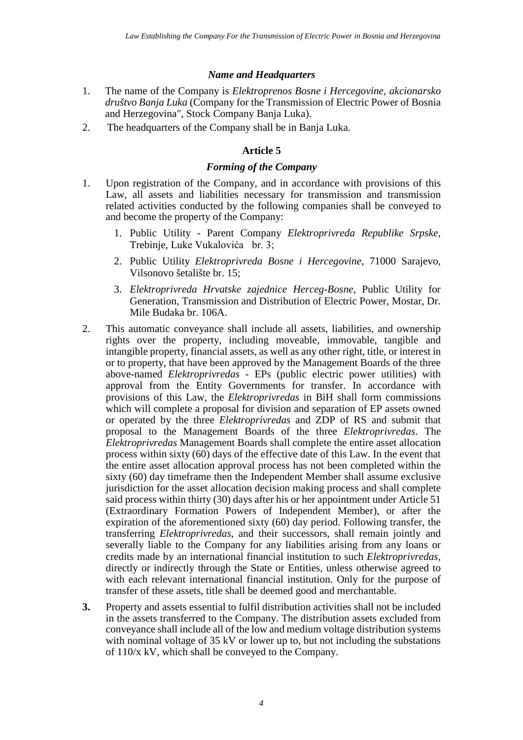### *Name and Headquarters*

1. The name of the Company is *Elektroprenos Bosne i Hercegovine, akcionarsko društvo Banja Luka* (Company for the Transmission of Electric Power of Bosnia and Herzegovina", Stock Company Banja Luka).
2. The headquarters of the Company shall be in Banja Luka.

## Article 5

### *Forming of the Company*

1. Upon registration of the Company, and in accordance with provisions of this Law, all assets and liabilities necessary for transmission and transmission related activities conducted by the following companies shall be conveyed to and become the property of the Company:
   1. Public Utility - Parent Company *Elektroprivreda Republike Srpske*, Trebinje, Luke Vukalovića br. 3;
   2. Public Utility *Elektroprivreda Bosne i Hercegovine*, 71000 Sarajevo, Vilsonovo šetalište br. 15;
   3. *Elektroprivreda Hrvatske zajednice Herceg-Bosne*, Public Utility for Generation, Transmission and Distribution of Electric Power, Mostar, Dr. Mile Budaka br. 106A.
2. This automatic conveyance shall include all assets, liabilities, and ownership rights over the property, including moveable, immovable, tangible and intangible property, financial assets, as well as any other right, title, or interest in or to property, that have been approved by the Management Boards of the three above-named *Elektroprivredas* - EPs (public electric power utilities) with approval from the Entity Governments for transfer. In accordance with provisions of this Law, the *Elektroprivredas* in BiH shall form commissions which will complete a proposal for division and separation of EP assets owned or operated by the three *Elektroprivredas* and ZDP of RS and submit that proposal to the Management Boards of the three *Elektroprivredas*. The *Elektroprivredas* Management Boards shall complete the entire asset allocation process within sixty (60) days of the effective date of this Law. In the event that the entire asset allocation approval process has not been completed within the sixty (60) day timeframe then the Independent Member shall assume exclusive jurisdiction for the asset allocation decision making process and shall complete said process within thirty (30) days after his or her appointment under Article 51 (Extraordinary Formation Powers of Independent Member), or after the expiration of the aforementioned sixty (60) day period. Following transfer, the transferring *Elektroprivredas*, and their successors, shall remain jointly and severally liable to the Company for any liabilities arising from any loans or credits made by an international financial institution to such *Elektroprivredas*, directly or indirectly through the State or Entities, unless otherwise agreed to with each relevant international financial institution. Only for the purpose of transfer of these assets, title shall be deemed good and merchantable.
3. Property and assets essential to fulfil distribution activities shall not be included in the assets transferred to the Company. The distribution assets excluded from conveyance shall include all of the low and medium voltage distribution systems with nominal voltage of 35 kV or lower up to, but not including the substations of 110/x kV, which shall be conveyed to the Company.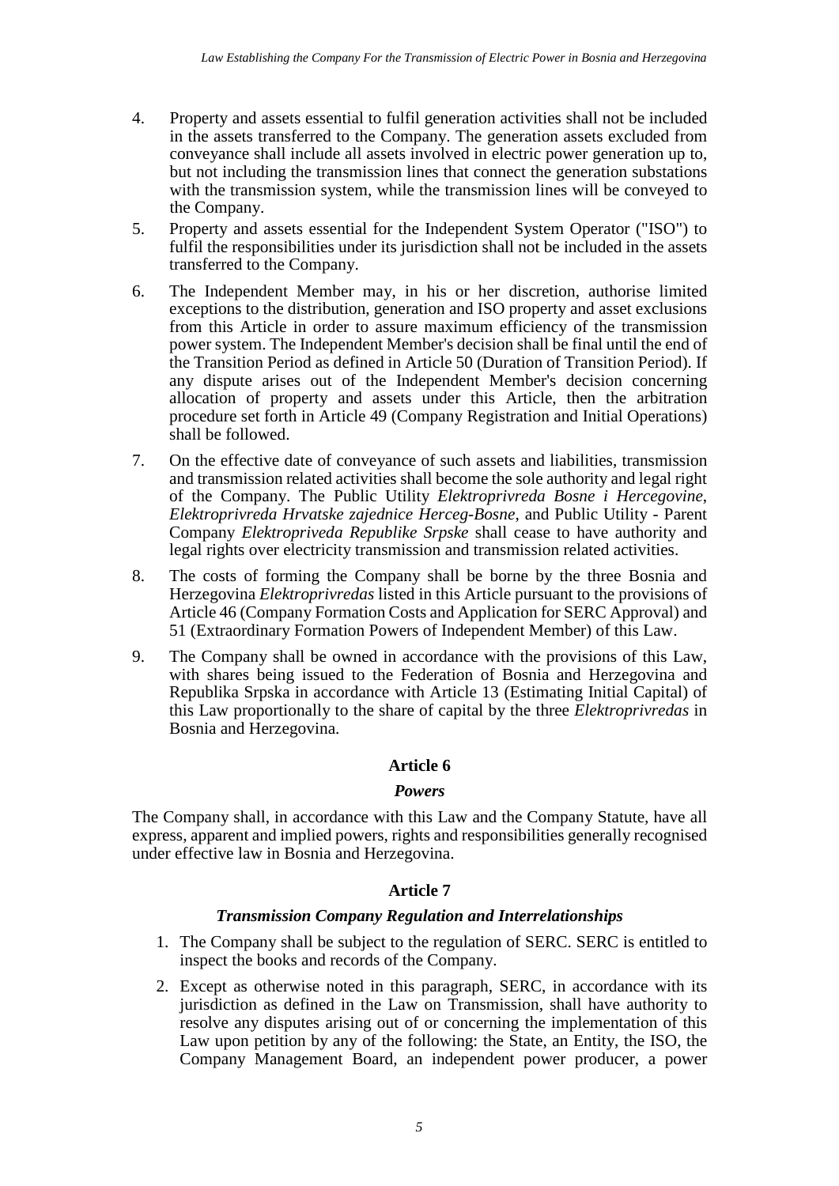4. Property and assets essential to fulfil generation activities shall not be included in the assets transferred to the Company. The generation assets excluded from conveyance shall include all assets involved in electric power generation up to, but not including the transmission lines that connect the generation substations with the transmission system, while the transmission lines will be conveyed to the Company.
5. Property and assets essential for the Independent System Operator ("ISO") to fulfil the responsibilities under its jurisdiction shall not be included in the assets transferred to the Company.
6. The Independent Member may, in his or her discretion, authorise limited exceptions to the distribution, generation and ISO property and asset exclusions from this Article in order to assure maximum efficiency of the transmission power system. The Independent Member's decision shall be final until the end of the Transition Period as defined in Article 50 (Duration of Transition Period). If any dispute arises out of the Independent Member's decision concerning allocation of property and assets under this Article, then the arbitration procedure set forth in Article 49 (Company Registration and Initial Operations) shall be followed.
7. On the effective date of conveyance of such assets and liabilities, transmission and transmission related activities shall become the sole authority and legal right of the Company. The Public Utility *Elektroprivreda Bosne i Hercegovine*, *Elektroprivreda Hrvatske zajednice Herceg-Bosne*, and Public Utility - Parent Company *Elektropriveda Republike Srpske* shall cease to have authority and legal rights over electricity transmission and transmission related activities.
8. The costs of forming the Company shall be borne by the three Bosnia and Herzegovina *Elektroprivredas* listed in this Article pursuant to the provisions of Article 46 (Company Formation Costs and Application for SERC Approval) and 51 (Extraordinary Formation Powers of Independent Member) of this Law.
9. The Company shall be owned in accordance with the provisions of this Law, with shares being issued to the Federation of Bosnia and Herzegovina and Republika Srpska in accordance with Article 13 (Estimating Initial Capital) of this Law proportionally to the share of capital by the three *Elektroprivredas* in Bosnia and Herzegovina.

## Article 6

### *Powers*

The Company shall, in accordance with this Law and the Company Statute, have all express, apparent and implied powers, rights and responsibilities generally recognised under effective law in Bosnia and Herzegovina.

## Article 7

### *Transmission Company Regulation and Interrelationships*

1. The Company shall be subject to the regulation of SERC. SERC is entitled to inspect the books and records of the Company.
2. Except as otherwise noted in this paragraph, SERC, in accordance with its jurisdiction as defined in the Law on Transmission, shall have authority to resolve any disputes arising out of or concerning the implementation of this Law upon petition by any of the following: the State, an Entity, the ISO, the Company Management Board, an independent power producer, a power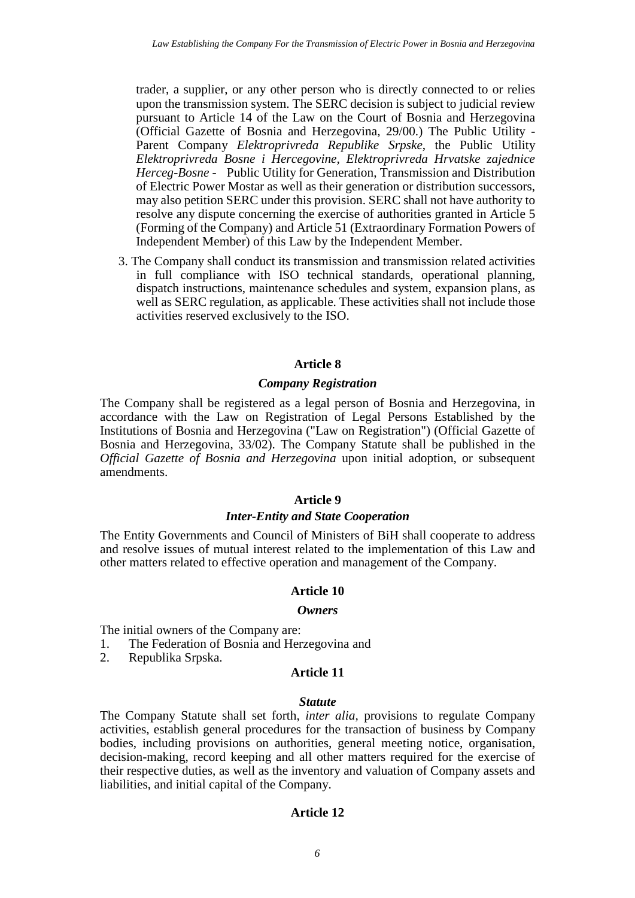trader, a supplier, or any other person who is directly connected to or relies upon the transmission system. The SERC decision is subject to judicial review pursuant to Article 14 of the Law on the Court of Bosnia and Herzegovina (Official Gazette of Bosnia and Herzegovina, 29/00.) The Public Utility - Parent Company *Elektroprivreda Republike Srpske*, the Public Utility *Elektroprivreda Bosne i Hercegovine*, *Elektroprivreda Hrvatske zajednice Herceg-Bosne* - Public Utility for Generation, Transmission and Distribution of Electric Power Mostar as well as their generation or distribution successors, may also petition SERC under this provision. SERC shall not have authority to resolve any dispute concerning the exercise of authorities granted in Article 5 (Forming of the Company) and Article 51 (Extraordinary Formation Powers of Independent Member) of this Law by the Independent Member.

3. The Company shall conduct its transmission and transmission related activities in full compliance with ISO technical standards, operational planning, dispatch instructions, maintenance schedules and system, expansion plans, as well as SERC regulation, as applicable. These activities shall not include those activities reserved exclusively to the ISO.

### Article 8

#### *Company Registration*

The Company shall be registered as a legal person of Bosnia and Herzegovina, in accordance with the Law on Registration of Legal Persons Established by the Institutions of Bosnia and Herzegovina ("Law on Registration") (Official Gazette of Bosnia and Herzegovina, 33/02). The Company Statute shall be published in the *Official Gazette of Bosnia and Herzegovina* upon initial adoption, or subsequent amendments.

### Article 9

#### *Inter-Entity and State Cooperation*

The Entity Governments and Council of Ministers of BiH shall cooperate to address and resolve issues of mutual interest related to the implementation of this Law and other matters related to effective operation and management of the Company.

### Article 10

#### *Owners*

The initial owners of the Company are:

1. The Federation of Bosnia and Herzegovina and
2. Republika Srpska.

### Article 11

#### *Statute*

The Company Statute shall set forth, *inter alia,* provisions to regulate Company activities, establish general procedures for the transaction of business by Company bodies, including provisions on authorities, general meeting notice, organisation, decision-making, record keeping and all other matters required for the exercise of their respective duties, as well as the inventory and valuation of Company assets and liabilities, and initial capital of the Company.

### Article 12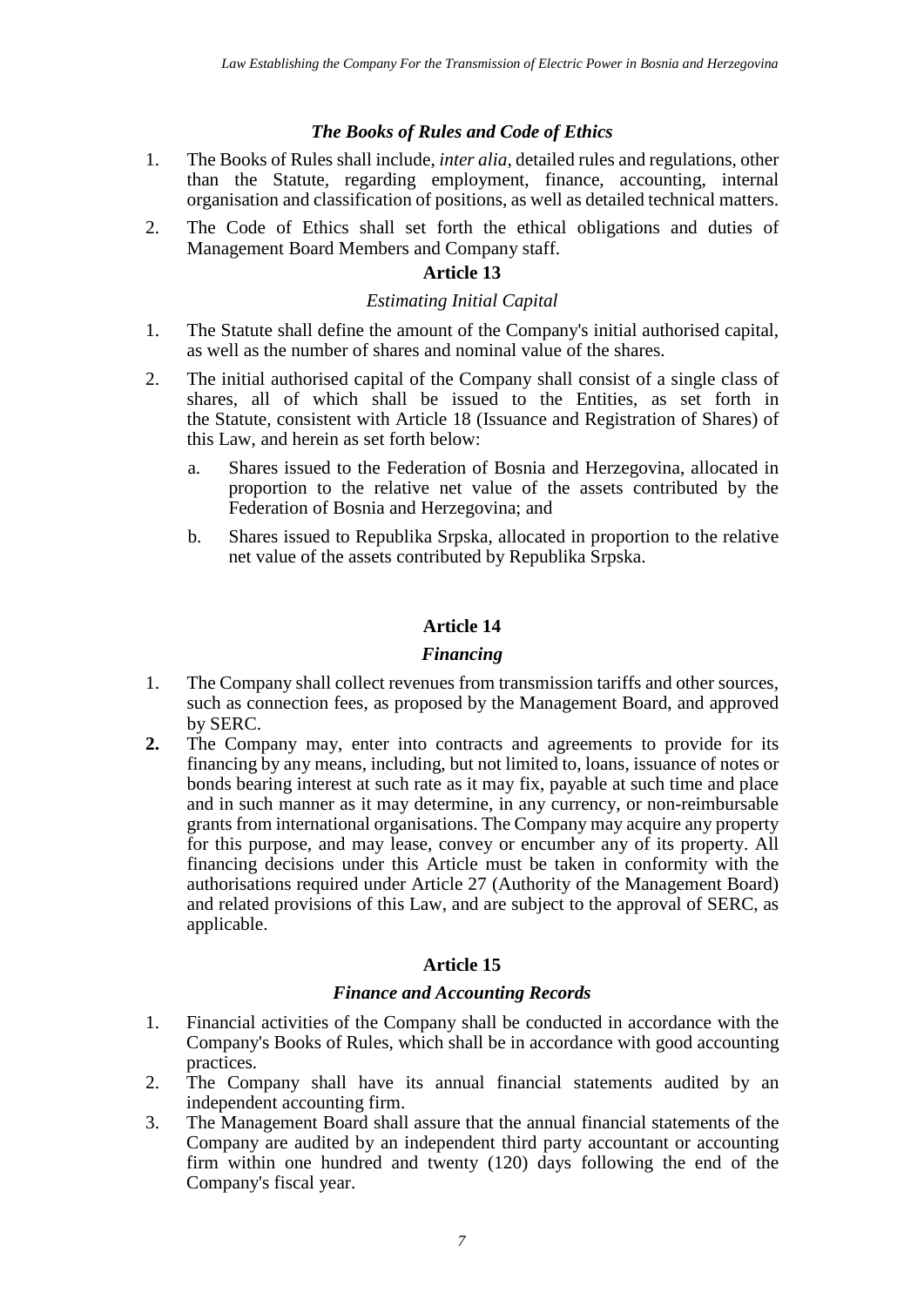*The Books of Rules and Code of Ethics*

1. The Books of Rules shall include, *inter alia,* detailed rules and regulations, other than the Statute, regarding employment, finance, accounting, internal organisation and classification of positions, as well as detailed technical matters.
2. The Code of Ethics shall set forth the ethical obligations and duties of Management Board Members and Company staff.

## Article 13

*Estimating Initial Capital*

1. The Statute shall define the amount of the Company's initial authorised capital, as well as the number of shares and nominal value of the shares.
2. The initial authorised capital of the Company shall consist of a single class of shares, all of which shall be issued to the Entities, as set forth in the Statute, consistent with Article 18 (Issuance and Registration of Shares) of this Law, and herein as set forth below:
   a. Shares issued to the Federation of Bosnia and Herzegovina, allocated in proportion to the relative net value of the assets contributed by the Federation of Bosnia and Herzegovina; and
   b. Shares issued to Republika Srpska, allocated in proportion to the relative net value of the assets contributed by Republika Srpska.

## Article 14

***Financing***

1. The Company shall collect revenues from transmission tariffs and other sources, such as connection fees, as proposed by the Management Board, and approved by SERC.
2. The Company may, enter into contracts and agreements to provide for its financing by any means, including, but not limited to, loans, issuance of notes or bonds bearing interest at such rate as it may fix, payable at such time and place and in such manner as it may determine, in any currency, or non-reimbursable grants from international organisations. The Company may acquire any property for this purpose, and may lease, convey or encumber any of its property. All financing decisions under this Article must be taken in conformity with the authorisations required under Article 27 (Authority of the Management Board) and related provisions of this Law, and are subject to the approval of SERC, as applicable.

## Article 15

***Finance and Accounting Records***

1. Financial activities of the Company shall be conducted in accordance with the Company's Books of Rules, which shall be in accordance with good accounting practices.
2. The Company shall have its annual financial statements audited by an independent accounting firm.
3. The Management Board shall assure that the annual financial statements of the Company are audited by an independent third party accountant or accounting firm within one hundred and twenty (120) days following the end of the Company's fiscal year.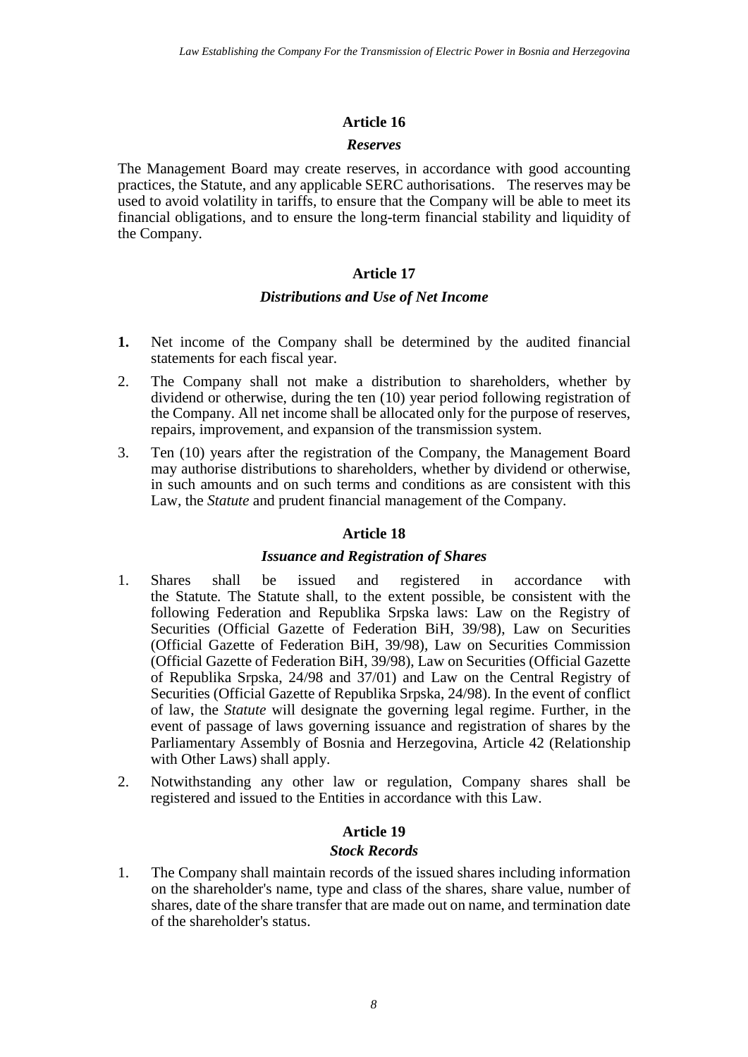## Article 16

### *Reserves*

The Management Board may create reserves, in accordance with good accounting practices, the Statute, and any applicable SERC authorisations. The reserves may be used to avoid volatility in tariffs, to ensure that the Company will be able to meet its financial obligations, and to ensure the long-term financial stability and liquidity of the Company.

## Article 17

### *Distributions and Use of Net Income*

**1.** Net income of the Company shall be determined by the audited financial statements for each fiscal year.

2. The Company shall not make a distribution to shareholders, whether by dividend or otherwise, during the ten (10) year period following registration of the Company. All net income shall be allocated only for the purpose of reserves, repairs, improvement, and expansion of the transmission system.

3. Ten (10) years after the registration of the Company, the Management Board may authorise distributions to shareholders, whether by dividend or otherwise, in such amounts and on such terms and conditions as are consistent with this Law, the *Statute* and prudent financial management of the Company.

## Article 18

### *Issuance and Registration of Shares*

1. Shares shall be issued and registered in accordance with the Statute. The Statute shall, to the extent possible, be consistent with the following Federation and Republika Srpska laws: Law on the Registry of Securities (Official Gazette of Federation BiH, 39/98), Law on Securities (Official Gazette of Federation BiH, 39/98), Law on Securities Commission (Official Gazette of Federation BiH, 39/98), Law on Securities (Official Gazette of Republika Srpska, 24/98 and 37/01) and Law on the Central Registry of Securities (Official Gazette of Republika Srpska, 24/98). In the event of conflict of law, the *Statute* will designate the governing legal regime. Further, in the event of passage of laws governing issuance and registration of shares by the Parliamentary Assembly of Bosnia and Herzegovina, Article 42 (Relationship with Other Laws) shall apply.

2. Notwithstanding any other law or regulation, Company shares shall be registered and issued to the Entities in accordance with this Law.

## Article 19

### *Stock Records*

1. The Company shall maintain records of the issued shares including information on the shareholder's name, type and class of the shares, share value, number of shares, date of the share transfer that are made out on name, and termination date of the shareholder's status.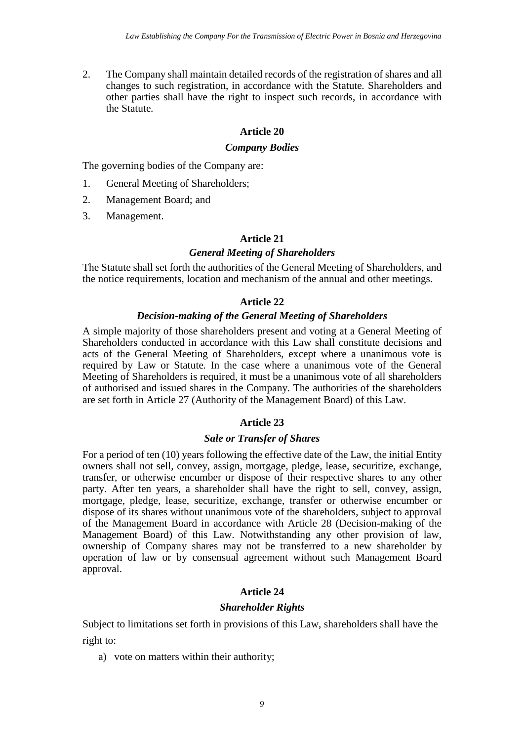2. The Company shall maintain detailed records of the registration of shares and all changes to such registration, in accordance with the Statute. Shareholders and other parties shall have the right to inspect such records, in accordance with the Statute.

### Article 20

#### *Company Bodies*

The governing bodies of the Company are:

1. General Meeting of Shareholders;
2. Management Board; and
3. Management.

### Article 21

#### *General Meeting of Shareholders*

The Statute shall set forth the authorities of the General Meeting of Shareholders, and the notice requirements, location and mechanism of the annual and other meetings.

### Article 22

#### *Decision-making of the General Meeting of Shareholders*

A simple majority of those shareholders present and voting at a General Meeting of Shareholders conducted in accordance with this Law shall constitute decisions and acts of the General Meeting of Shareholders, except where a unanimous vote is required by Law or Statute. In the case where a unanimous vote of the General Meeting of Shareholders is required, it must be a unanimous vote of all shareholders of authorised and issued shares in the Company. The authorities of the shareholders are set forth in Article 27 (Authority of the Management Board) of this Law.

### Article 23

#### *Sale or Transfer of Shares*

For a period of ten (10) years following the effective date of the Law, the initial Entity owners shall not sell, convey, assign, mortgage, pledge, lease, securitize, exchange, transfer, or otherwise encumber or dispose of their respective shares to any other party. After ten years, a shareholder shall have the right to sell, convey, assign, mortgage, pledge, lease, securitize, exchange, transfer or otherwise encumber or dispose of its shares without unanimous vote of the shareholders, subject to approval of the Management Board in accordance with Article 28 (Decision-making of the Management Board) of this Law. Notwithstanding any other provision of law, ownership of Company shares may not be transferred to a new shareholder by operation of law or by consensual agreement without such Management Board approval.

### Article 24

#### *Shareholder Rights*

Subject to limitations set forth in provisions of this Law, shareholders shall have the right to:

a) vote on matters within their authority;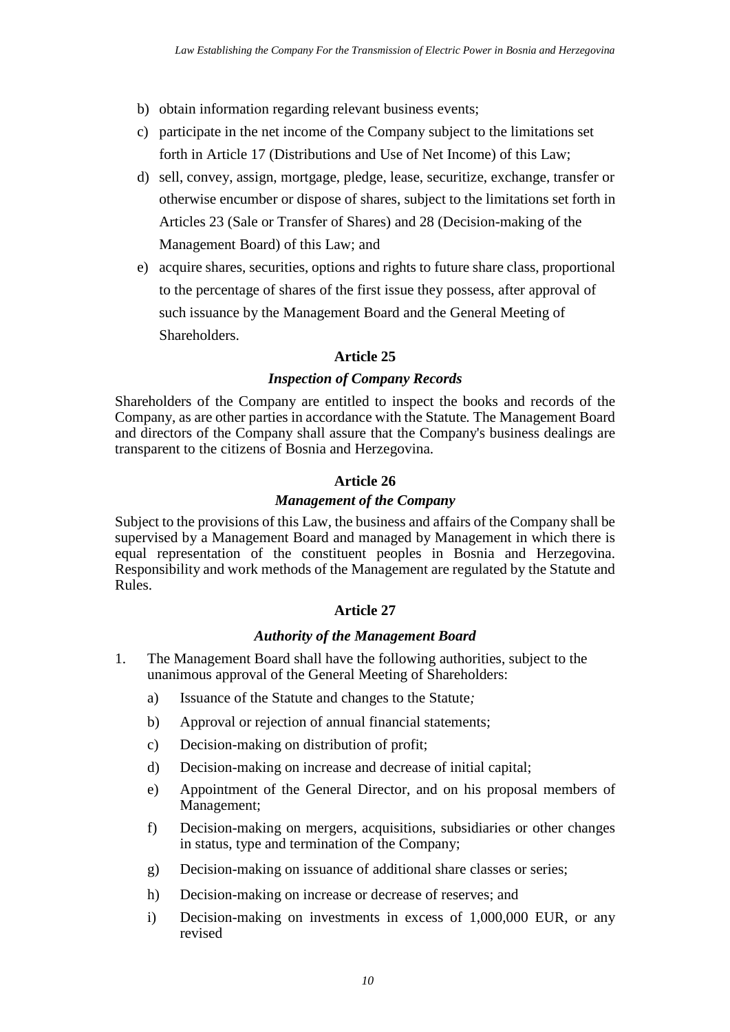b) obtain information regarding relevant business events;
c) participate in the net income of the Company subject to the limitations set forth in Article 17 (Distributions and Use of Net Income) of this Law;
d) sell, convey, assign, mortgage, pledge, lease, securitize, exchange, transfer or otherwise encumber or dispose of shares, subject to the limitations set forth in Articles 23 (Sale or Transfer of Shares) and 28 (Decision-making of the Management Board) of this Law; and
e) acquire shares, securities, options and rights to future share class, proportional to the percentage of shares of the first issue they possess, after approval of such issuance by the Management Board and the General Meeting of Shareholders.

### Article 25

#### *Inspection of Company Records*

Shareholders of the Company are entitled to inspect the books and records of the Company, as are other parties in accordance with the Statute. The Management Board and directors of the Company shall assure that the Company's business dealings are transparent to the citizens of Bosnia and Herzegovina.

### Article 26

#### *Management of the Company*

Subject to the provisions of this Law, the business and affairs of the Company shall be supervised by a Management Board and managed by Management in which there is equal representation of the constituent peoples in Bosnia and Herzegovina. Responsibility and work methods of the Management are regulated by the Statute and Rules.

### Article 27

#### *Authority of the Management Board*

1. The Management Board shall have the following authorities, subject to the unanimous approval of the General Meeting of Shareholders:
   a) Issuance of the Statute and changes to the Statute*;*
   b) Approval or rejection of annual financial statements;
   c) Decision-making on distribution of profit;
   d) Decision-making on increase and decrease of initial capital;
   e) Appointment of the General Director, and on his proposal members of Management;
   f) Decision-making on mergers, acquisitions, subsidiaries or other changes in status, type and termination of the Company;
   g) Decision-making on issuance of additional share classes or series;
   h) Decision-making on increase or decrease of reserves; and
   i) Decision-making on investments in excess of 1,000,000 EUR, or any revised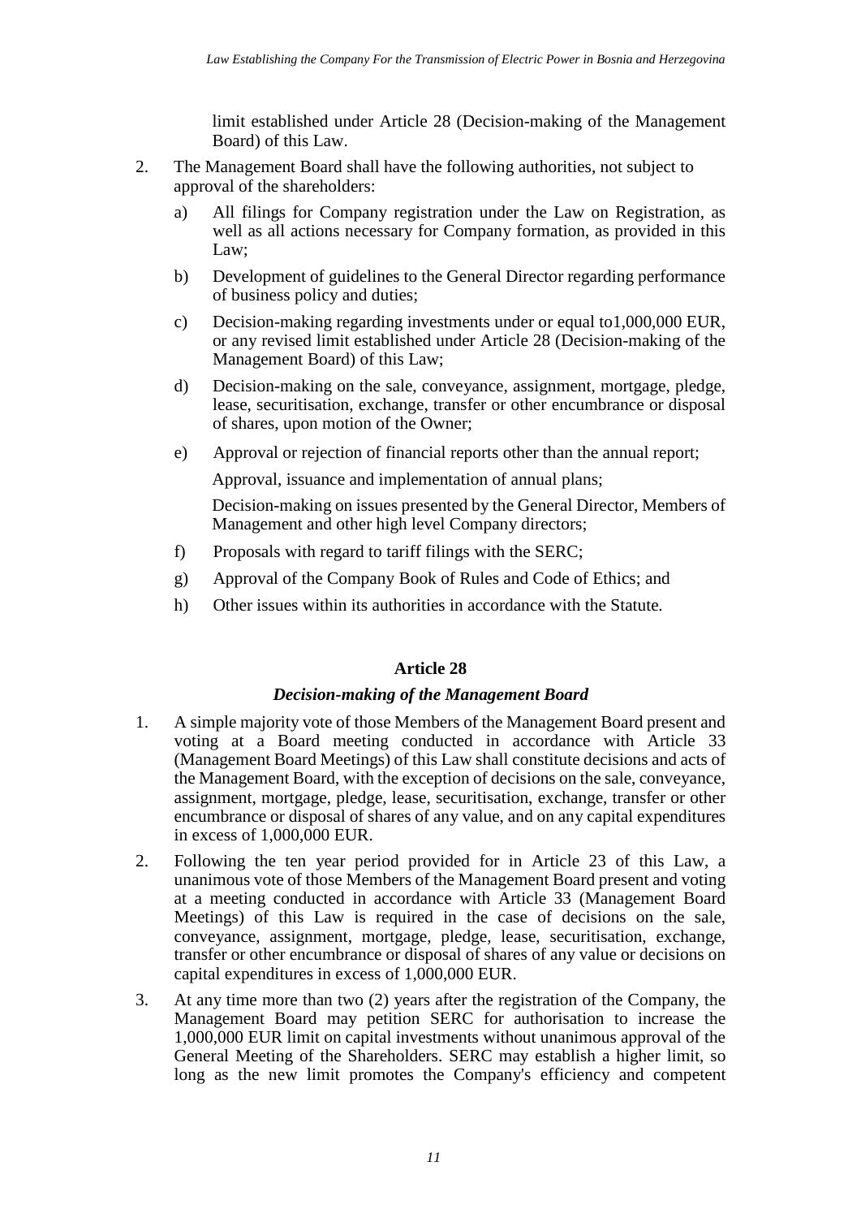limit established under Article 28 (Decision-making of the Management Board) of this Law.

2. The Management Board shall have the following authorities, not subject to approval of the shareholders:

   a) All filings for Company registration under the Law on Registration, as well as all actions necessary for Company formation, as provided in this Law;

   b) Development of guidelines to the General Director regarding performance of business policy and duties;

   c) Decision-making regarding investments under or equal to1,000,000 EUR, or any revised limit established under Article 28 (Decision-making of the Management Board) of this Law;

   d) Decision-making on the sale, conveyance, assignment, mortgage, pledge, lease, securitisation, exchange, transfer or other encumbrance or disposal of shares, upon motion of the Owner;

   e) Approval or rejection of financial reports other than the annual report;

      Approval, issuance and implementation of annual plans;

      Decision-making on issues presented by the General Director, Members of Management and other high level Company directors;

   f) Proposals with regard to tariff filings with the SERC;

   g) Approval of the Company Book of Rules and Code of Ethics; and

   h) Other issues within its authorities in accordance with the Statute.

### Article 28

#### *Decision-making of the Management Board*

1. A simple majority vote of those Members of the Management Board present and voting at a Board meeting conducted in accordance with Article 33 (Management Board Meetings) of this Law shall constitute decisions and acts of the Management Board, with the exception of decisions on the sale, conveyance, assignment, mortgage, pledge, lease, securitisation, exchange, transfer or other encumbrance or disposal of shares of any value, and on any capital expenditures in excess of 1,000,000 EUR.

2. Following the ten year period provided for in Article 23 of this Law, a unanimous vote of those Members of the Management Board present and voting at a meeting conducted in accordance with Article 33 (Management Board Meetings) of this Law is required in the case of decisions on the sale, conveyance, assignment, mortgage, pledge, lease, securitisation, exchange, transfer or other encumbrance or disposal of shares of any value or decisions on capital expenditures in excess of 1,000,000 EUR.

3. At any time more than two (2) years after the registration of the Company, the Management Board may petition SERC for authorisation to increase the 1,000,000 EUR limit on capital investments without unanimous approval of the General Meeting of the Shareholders. SERC may establish a higher limit, so long as the new limit promotes the Company's efficiency and competent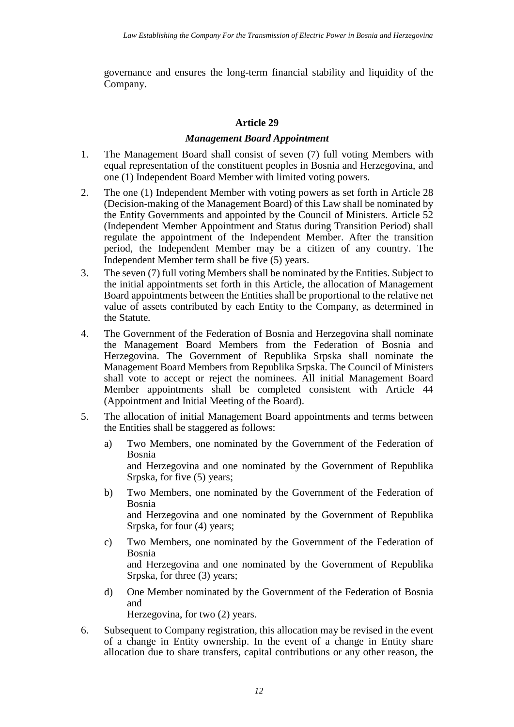governance and ensures the long-term financial stability and liquidity of the Company.

**Article 29**

***Management Board Appointment***

1. The Management Board shall consist of seven (7) full voting Members with equal representation of the constituent peoples in Bosnia and Herzegovina, and one (1) Independent Board Member with limited voting powers.
2. The one (1) Independent Member with voting powers as set forth in Article 28 (Decision-making of the Management Board) of this Law shall be nominated by the Entity Governments and appointed by the Council of Ministers. Article 52 (Independent Member Appointment and Status during Transition Period) shall regulate the appointment of the Independent Member. After the transition period, the Independent Member may be a citizen of any country. The Independent Member term shall be five (5) years.
3. The seven (7) full voting Members shall be nominated by the Entities. Subject to the initial appointments set forth in this Article, the allocation of Management Board appointments between the Entities shall be proportional to the relative net value of assets contributed by each Entity to the Company, as determined in the Statute.
4. The Government of the Federation of Bosnia and Herzegovina shall nominate the Management Board Members from the Federation of Bosnia and Herzegovina. The Government of Republika Srpska shall nominate the Management Board Members from Republika Srpska. The Council of Ministers shall vote to accept or reject the nominees. All initial Management Board Member appointments shall be completed consistent with Article 44 (Appointment and Initial Meeting of the Board).
5. The allocation of initial Management Board appointments and terms between the Entities shall be staggered as follows:
   a) Two Members, one nominated by the Government of the Federation of Bosnia and Herzegovina and one nominated by the Government of Republika Srpska, for five (5) years;
   b) Two Members, one nominated by the Government of the Federation of Bosnia and Herzegovina and one nominated by the Government of Republika Srpska, for four (4) years;
   c) Two Members, one nominated by the Government of the Federation of Bosnia and Herzegovina and one nominated by the Government of Republika Srpska, for three (3) years;
   d) One Member nominated by the Government of the Federation of Bosnia and Herzegovina, for two (2) years.
6. Subsequent to Company registration, this allocation may be revised in the event of a change in Entity ownership. In the event of a change in Entity share allocation due to share transfers, capital contributions or any other reason, the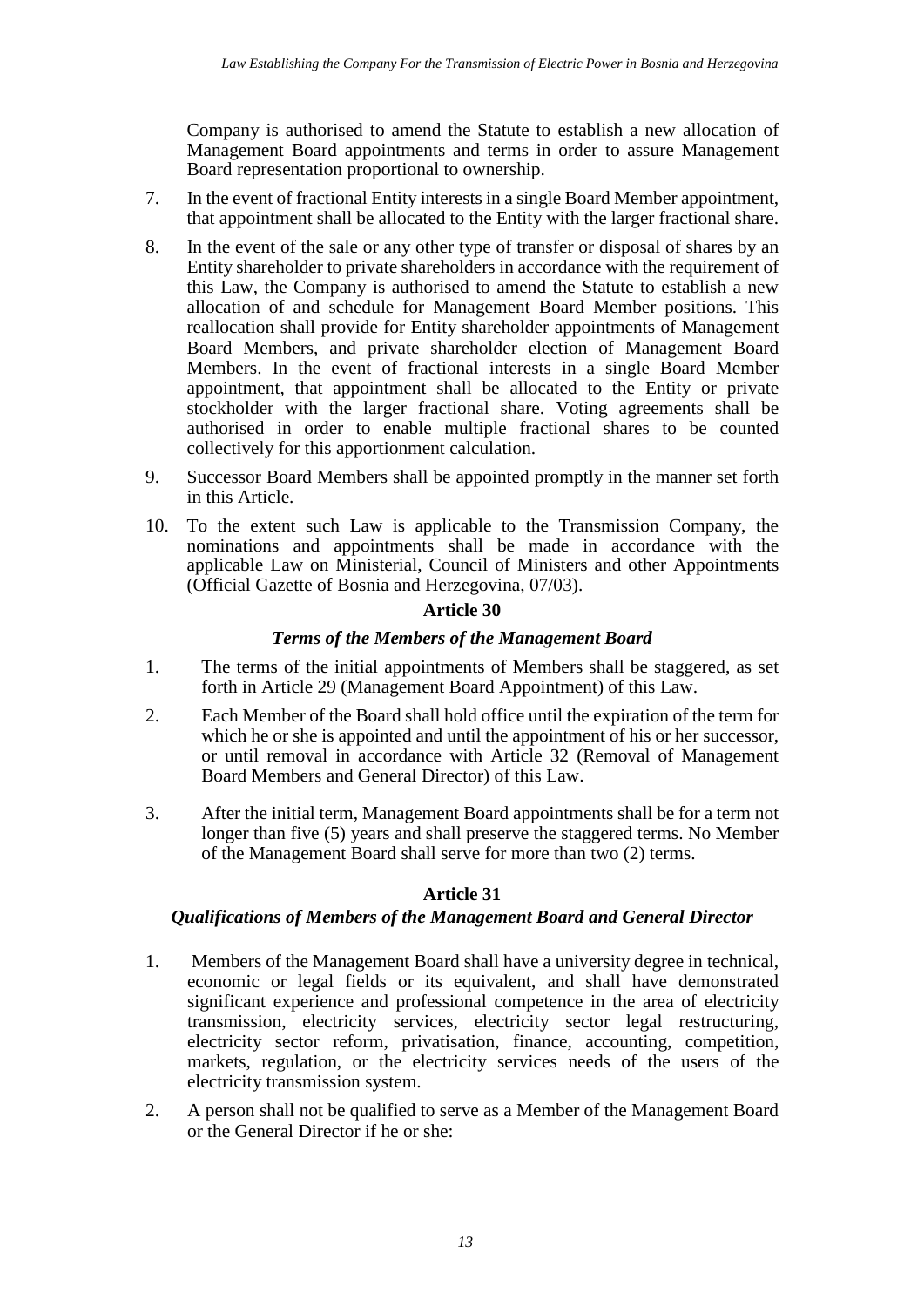Company is authorised to amend the Statute to establish a new allocation of Management Board appointments and terms in order to assure Management Board representation proportional to ownership.

7. In the event of fractional Entity interests in a single Board Member appointment, that appointment shall be allocated to the Entity with the larger fractional share.

8. In the event of the sale or any other type of transfer or disposal of shares by an Entity shareholder to private shareholders in accordance with the requirement of this Law, the Company is authorised to amend the Statute to establish a new allocation of and schedule for Management Board Member positions. This reallocation shall provide for Entity shareholder appointments of Management Board Members, and private shareholder election of Management Board Members. In the event of fractional interests in a single Board Member appointment, that appointment shall be allocated to the Entity or private stockholder with the larger fractional share. Voting agreements shall be authorised in order to enable multiple fractional shares to be counted collectively for this apportionment calculation.

9. Successor Board Members shall be appointed promptly in the manner set forth in this Article.

10. To the extent such Law is applicable to the Transmission Company, the nominations and appointments shall be made in accordance with the applicable Law on Ministerial, Council of Ministers and other Appointments (Official Gazette of Bosnia and Herzegovina, 07/03).

**Article 30**

***Terms of the Members of the Management Board***

1. The terms of the initial appointments of Members shall be staggered, as set forth in Article 29 (Management Board Appointment) of this Law.

2. Each Member of the Board shall hold office until the expiration of the term for which he or she is appointed and until the appointment of his or her successor, or until removal in accordance with Article 32 (Removal of Management Board Members and General Director) of this Law.

3. After the initial term, Management Board appointments shall be for a term not longer than five (5) years and shall preserve the staggered terms. No Member of the Management Board shall serve for more than two (2) terms.

**Article 31**

***Qualifications of Members of the Management Board and General Director***

1. Members of the Management Board shall have a university degree in technical, economic or legal fields or its equivalent, and shall have demonstrated significant experience and professional competence in the area of electricity transmission, electricity services, electricity sector legal restructuring, electricity sector reform, privatisation, finance, accounting, competition, markets, regulation, or the electricity services needs of the users of the electricity transmission system.

2. A person shall not be qualified to serve as a Member of the Management Board or the General Director if he or she: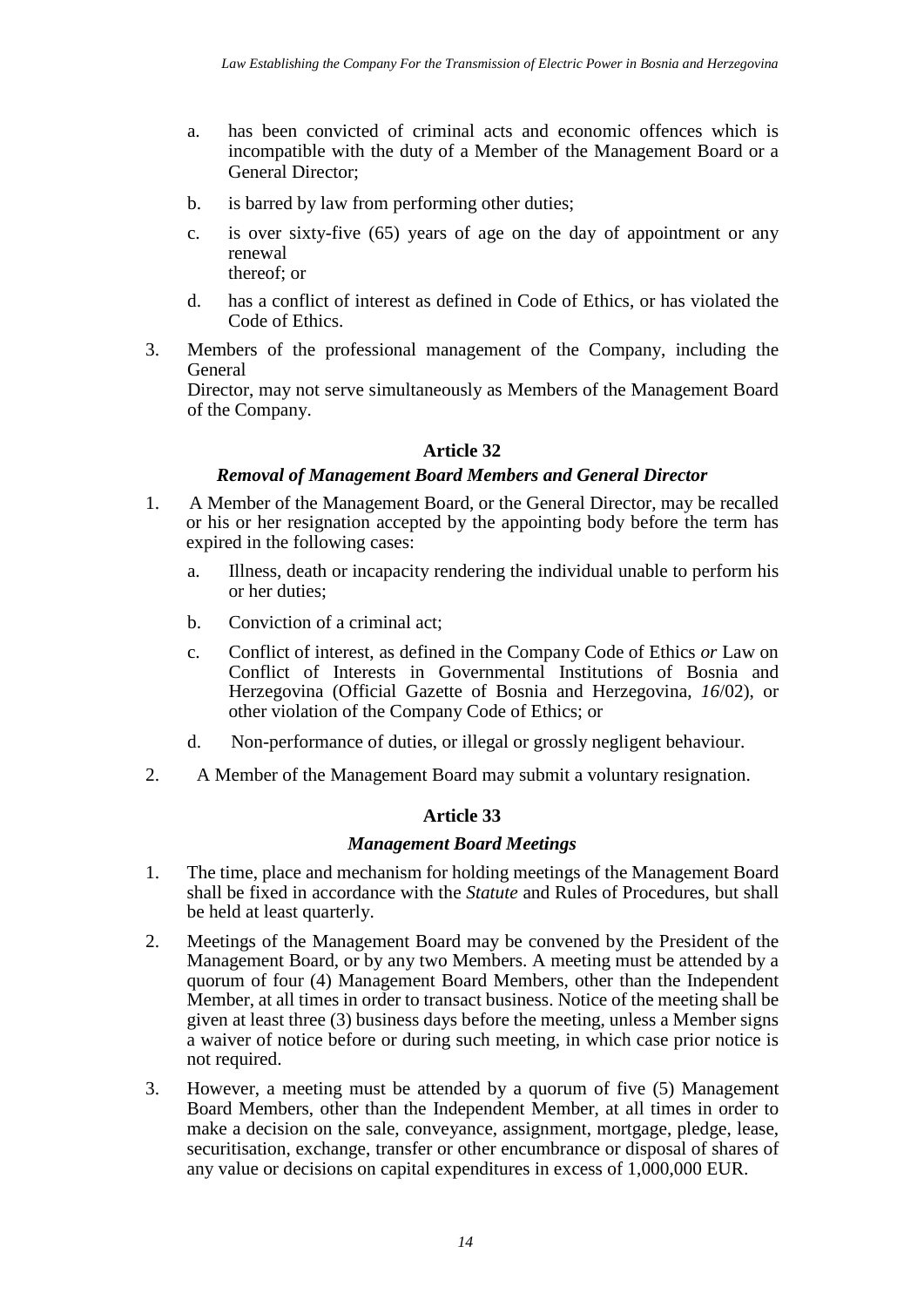a. has been convicted of criminal acts and economic offences which is incompatible with the duty of a Member of the Management Board or a General Director;

b. is barred by law from performing other duties;

c. is over sixty-five (65) years of age on the day of appointment or any renewal thereof; or

d. has a conflict of interest as defined in Code of Ethics, or has violated the Code of Ethics.

3. Members of the professional management of the Company, including the General Director, may not serve simultaneously as Members of the Management Board of the Company.

**Article 32**

***Removal of Management Board Members and General Director***

1. A Member of the Management Board, or the General Director, may be recalled or his or her resignation accepted by the appointing body before the term has expired in the following cases:

   a. Illness, death or incapacity rendering the individual unable to perform his or her duties;

   b. Conviction of a criminal act;

   c. Conflict of interest, as defined in the Company Code of Ethics *or* Law on Conflict of Interests in Governmental Institutions of Bosnia and Herzegovina (Official Gazette of Bosnia and Herzegovina, *16*/02), or other violation of the Company Code of Ethics; or

   d. Non-performance of duties, or illegal or grossly negligent behaviour.

2. A Member of the Management Board may submit a voluntary resignation.

**Article 33**

***Management Board Meetings***

1. The time, place and mechanism for holding meetings of the Management Board shall be fixed in accordance with the *Statute* and Rules of Procedures, but shall be held at least quarterly.

2. Meetings of the Management Board may be convened by the President of the Management Board, or by any two Members. A meeting must be attended by a quorum of four (4) Management Board Members, other than the Independent Member, at all times in order to transact business. Notice of the meeting shall be given at least three (3) business days before the meeting, unless a Member signs a waiver of notice before or during such meeting, in which case prior notice is not required.

3. However, a meeting must be attended by a quorum of five (5) Management Board Members, other than the Independent Member, at all times in order to make a decision on the sale, conveyance, assignment, mortgage, pledge, lease, securitisation, exchange, transfer or other encumbrance or disposal of shares of any value or decisions on capital expenditures in excess of 1,000,000 EUR.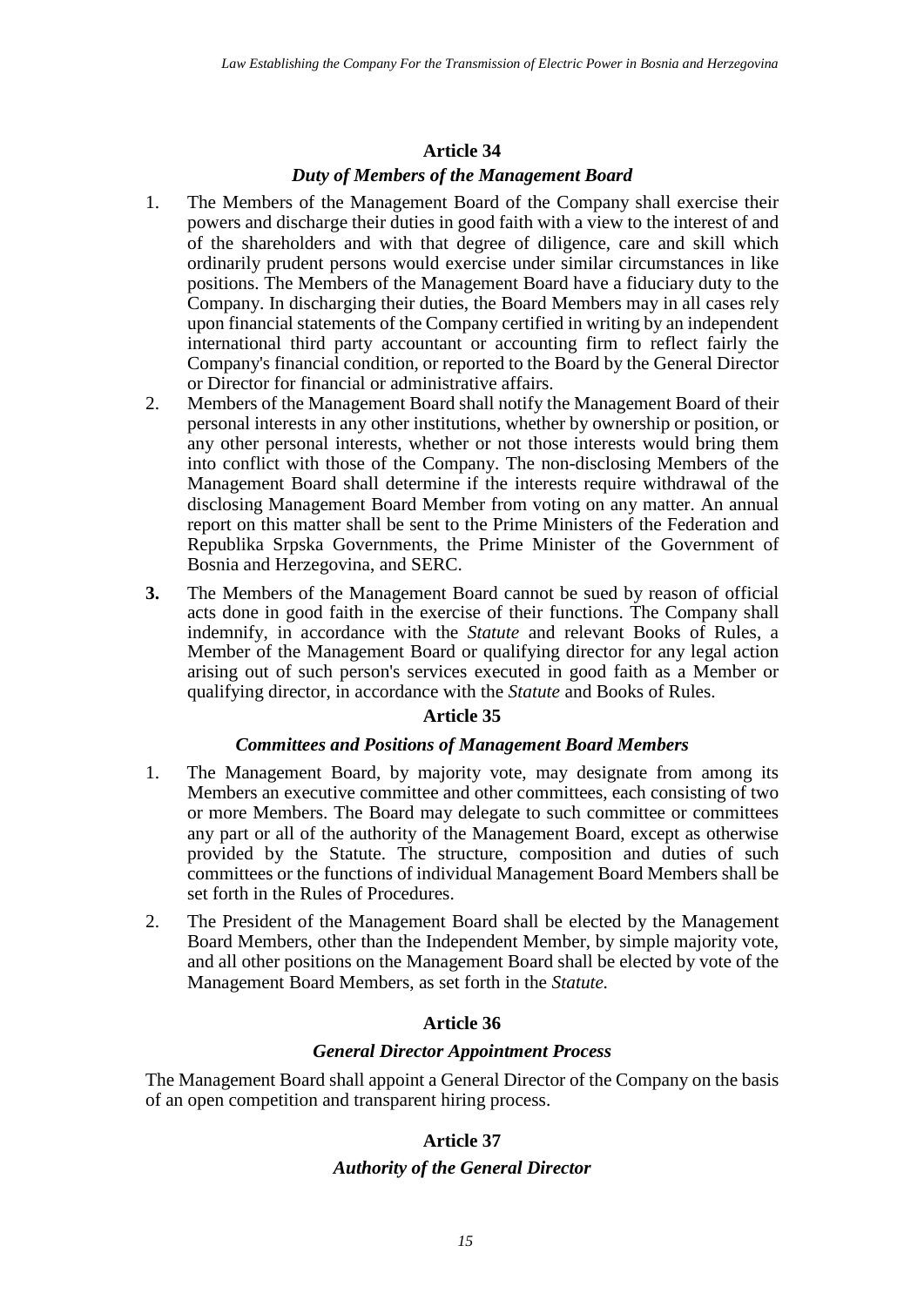## Article 34

### *Duty of Members of the Management Board*

1. The Members of the Management Board of the Company shall exercise their powers and discharge their duties in good faith with a view to the interest of and of the shareholders and with that degree of diligence, care and skill which ordinarily prudent persons would exercise under similar circumstances in like positions. The Members of the Management Board have a fiduciary duty to the Company. In discharging their duties, the Board Members may in all cases rely upon financial statements of the Company certified in writing by an independent international third party accountant or accounting firm to reflect fairly the Company's financial condition, or reported to the Board by the General Director or Director for financial or administrative affairs.
2. Members of the Management Board shall notify the Management Board of their personal interests in any other institutions, whether by ownership or position, or any other personal interests, whether or not those interests would bring them into conflict with those of the Company. The non-disclosing Members of the Management Board shall determine if the interests require withdrawal of the disclosing Management Board Member from voting on any matter. An annual report on this matter shall be sent to the Prime Ministers of the Federation and Republika Srpska Governments, the Prime Minister of the Government of Bosnia and Herzegovina, and SERC.
3. The Members of the Management Board cannot be sued by reason of official acts done in good faith in the exercise of their functions. The Company shall indemnify, in accordance with the *Statute* and relevant Books of Rules, a Member of the Management Board or qualifying director for any legal action arising out of such person's services executed in good faith as a Member or qualifying director, in accordance with the *Statute* and Books of Rules.

## Article 35

### *Committees and Positions of Management Board Members*

1. The Management Board, by majority vote, may designate from among its Members an executive committee and other committees, each consisting of two or more Members. The Board may delegate to such committee or committees any part or all of the authority of the Management Board, except as otherwise provided by the Statute. The structure, composition and duties of such committees or the functions of individual Management Board Members shall be set forth in the Rules of Procedures.
2. The President of the Management Board shall be elected by the Management Board Members, other than the Independent Member, by simple majority vote, and all other positions on the Management Board shall be elected by vote of the Management Board Members, as set forth in the *Statute*.

## Article 36

### *General Director Appointment Process*

The Management Board shall appoint a General Director of the Company on the basis of an open competition and transparent hiring process.

## Article 37

### *Authority of the General Director*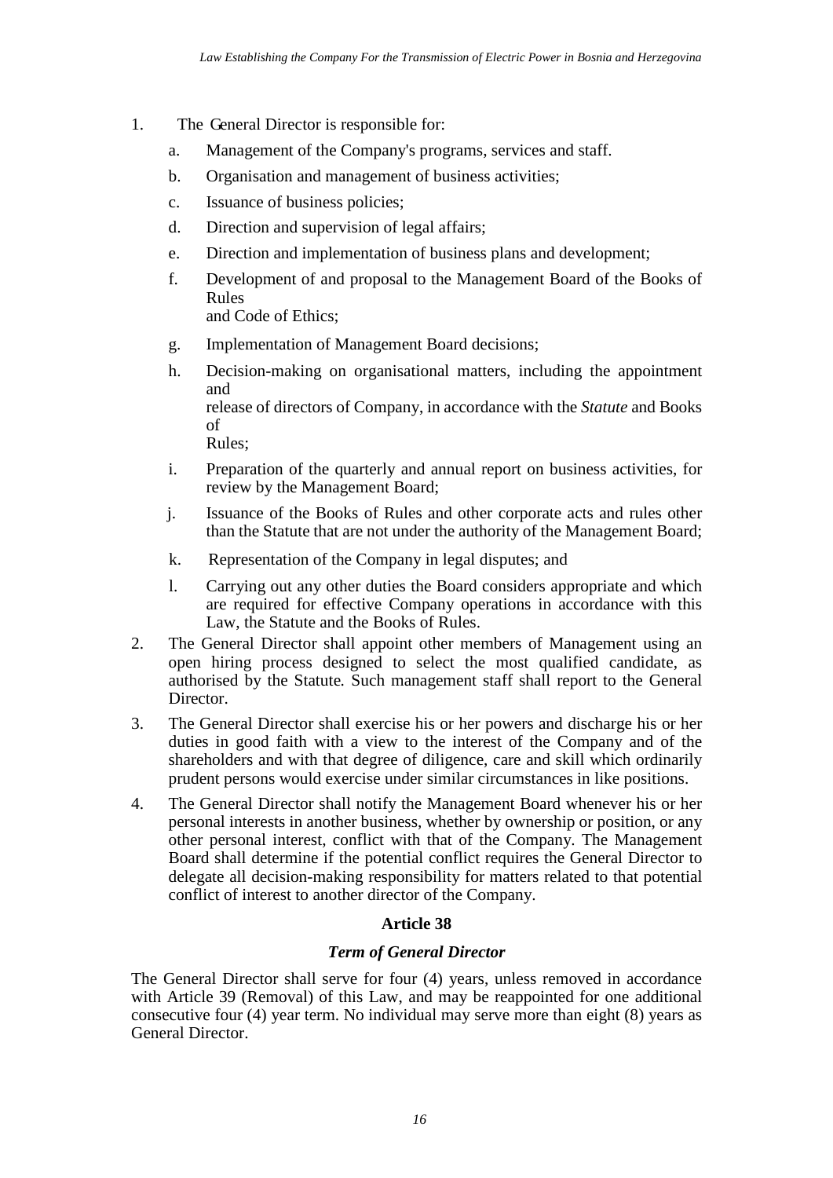1. The General Director is responsible for:
   a. Management of the Company's programs, services and staff.
   b. Organisation and management of business activities;
   c. Issuance of business policies;
   d. Direction and supervision of legal affairs;
   e. Direction and implementation of business plans and development;
   f. Development of and proposal to the Management Board of the Books of Rules and Code of Ethics;
   g. Implementation of Management Board decisions;
   h. Decision-making on organisational matters, including the appointment and release of directors of Company, in accordance with the *Statute* and Books of Rules;
   i. Preparation of the quarterly and annual report on business activities, for review by the Management Board;
   j. Issuance of the Books of Rules and other corporate acts and rules other than the Statute that are not under the authority of the Management Board;
   k. Representation of the Company in legal disputes; and
   l. Carrying out any other duties the Board considers appropriate and which are required for effective Company operations in accordance with this Law, the Statute and the Books of Rules.
2. The General Director shall appoint other members of Management using an open hiring process designed to select the most qualified candidate, as authorised by the Statute. Such management staff shall report to the General Director.
3. The General Director shall exercise his or her powers and discharge his or her duties in good faith with a view to the interest of the Company and of the shareholders and with that degree of diligence, care and skill which ordinarily prudent persons would exercise under similar circumstances in like positions.
4. The General Director shall notify the Management Board whenever his or her personal interests in another business, whether by ownership or position, or any other personal interest, conflict with that of the Company. The Management Board shall determine if the potential conflict requires the General Director to delegate all decision-making responsibility for matters related to that potential conflict of interest to another director of the Company.

### Article 38

#### *Term of General Director*

The General Director shall serve for four (4) years, unless removed in accordance with Article 39 (Removal) of this Law, and may be reappointed for one additional consecutive four (4) year term. No individual may serve more than eight (8) years as General Director.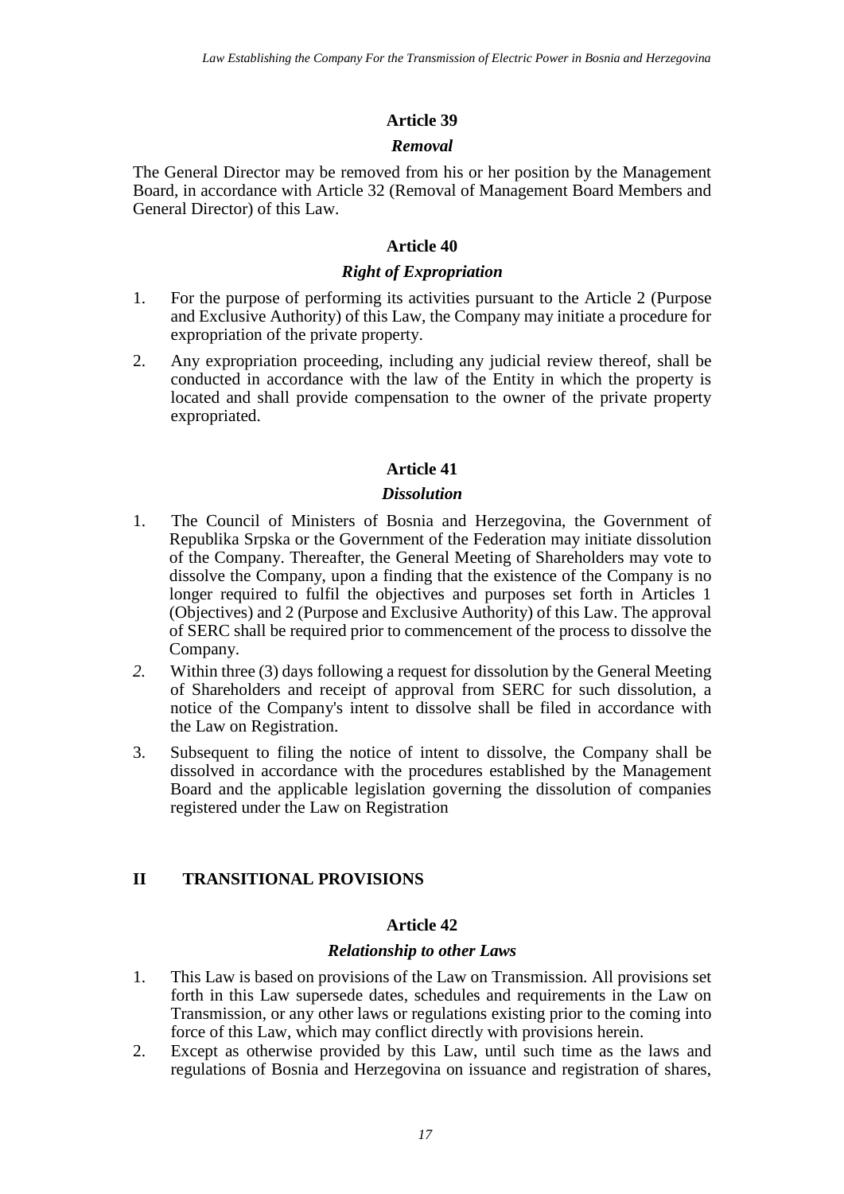### Article 39

#### *Removal*

The General Director may be removed from his or her position by the Management Board, in accordance with Article 32 (Removal of Management Board Members and General Director) of this Law.

### Article 40

#### *Right of Expropriation*

1. For the purpose of performing its activities pursuant to the Article 2 (Purpose and Exclusive Authority) of this Law, the Company may initiate a procedure for expropriation of the private property.
2. Any expropriation proceeding, including any judicial review thereof, shall be conducted in accordance with the law of the Entity in which the property is located and shall provide compensation to the owner of the private property expropriated.

### Article 41

#### *Dissolution*

1. The Council of Ministers of Bosnia and Herzegovina, the Government of Republika Srpska or the Government of the Federation may initiate dissolution of the Company. Thereafter, the General Meeting of Shareholders may vote to dissolve the Company, upon a finding that the existence of the Company is no longer required to fulfil the objectives and purposes set forth in Articles 1 (Objectives) and 2 (Purpose and Exclusive Authority) of this Law. The approval of SERC shall be required prior to commencement of the process to dissolve the Company.
2. Within three (3) days following a request for dissolution by the General Meeting of Shareholders and receipt of approval from SERC for such dissolution, a notice of the Company's intent to dissolve shall be filed in accordance with the Law on Registration.
3. Subsequent to filing the notice of intent to dissolve, the Company shall be dissolved in accordance with the procedures established by the Management Board and the applicable legislation governing the dissolution of companies registered under the Law on Registration

## II TRANSITIONAL PROVISIONS

### Article 42

#### *Relationship to other Laws*

1. This Law is based on provisions of the Law on Transmission. All provisions set forth in this Law supersede dates, schedules and requirements in the Law on Transmission, or any other laws or regulations existing prior to the coming into force of this Law, which may conflict directly with provisions herein.
2. Except as otherwise provided by this Law, until such time as the laws and regulations of Bosnia and Herzegovina on issuance and registration of shares,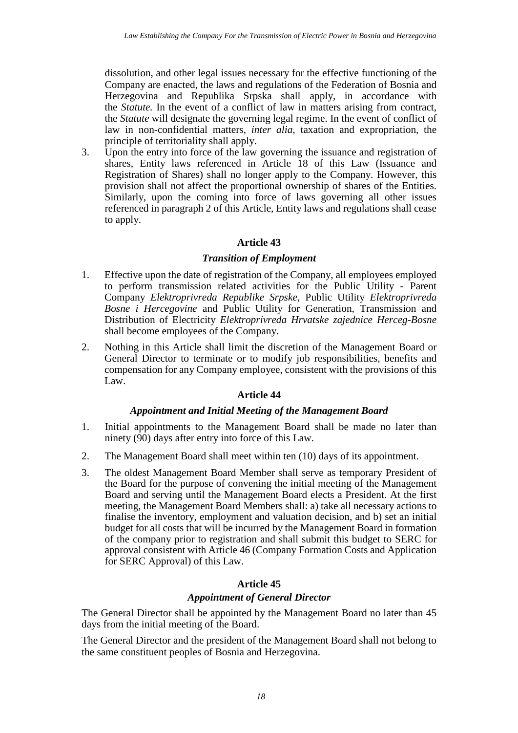dissolution, and other legal issues necessary for the effective functioning of the Company are enacted, the laws and regulations of the Federation of Bosnia and Herzegovina and Republika Srpska shall apply, in accordance with the *Statute.* In the event of a conflict of law in matters arising from contract, the *Statute* will designate the governing legal regime. In the event of conflict of law in non-confidential matters, *inter alia,* taxation and expropriation, the principle of territoriality shall apply.

3. Upon the entry into force of the law governing the issuance and registration of shares, Entity laws referenced in Article 18 of this Law (Issuance and Registration of Shares) shall no longer apply to the Company. However, this provision shall not affect the proportional ownership of shares of the Entities. Similarly, upon the coming into force of laws governing all other issues referenced in paragraph 2 of this Article, Entity laws and regulations shall cease to apply.

**Article 43**

***Transition of Employment***

1. Effective upon the date of registration of the Company, all employees employed to perform transmission related activities for the Public Utility - Parent Company *Elektroprivreda Republike Srpske*, Public Utility *Elektroprivreda Bosne i Hercegovine* and Public Utility for Generation, Transmission and Distribution of Electricity *Elektroprivreda Hrvatske zajednice Herceg-Bosne* shall become employees of the Company.

2. Nothing in this Article shall limit the discretion of the Management Board or General Director to terminate or to modify job responsibilities, benefits and compensation for any Company employee, consistent with the provisions of this Law.

**Article 44**

***Appointment and Initial Meeting of the Management Board***

1. Initial appointments to the Management Board shall be made no later than ninety (90) days after entry into force of this Law.

2. The Management Board shall meet within ten (10) days of its appointment.

3. The oldest Management Board Member shall serve as temporary President of the Board for the purpose of convening the initial meeting of the Management Board and serving until the Management Board elects a President. At the first meeting, the Management Board Members shall: a) take all necessary actions to finalise the inventory, employment and valuation decision, and b) set an initial budget for all costs that will be incurred by the Management Board in formation of the company prior to registration and shall submit this budget to SERC for approval consistent with Article 46 (Company Formation Costs and Application for SERC Approval) of this Law.

**Article 45**

***Appointment of General Director***

The General Director shall be appointed by the Management Board no later than 45 days from the initial meeting of the Board.

The General Director and the president of the Management Board shall not belong to the same constituent peoples of Bosnia and Herzegovina.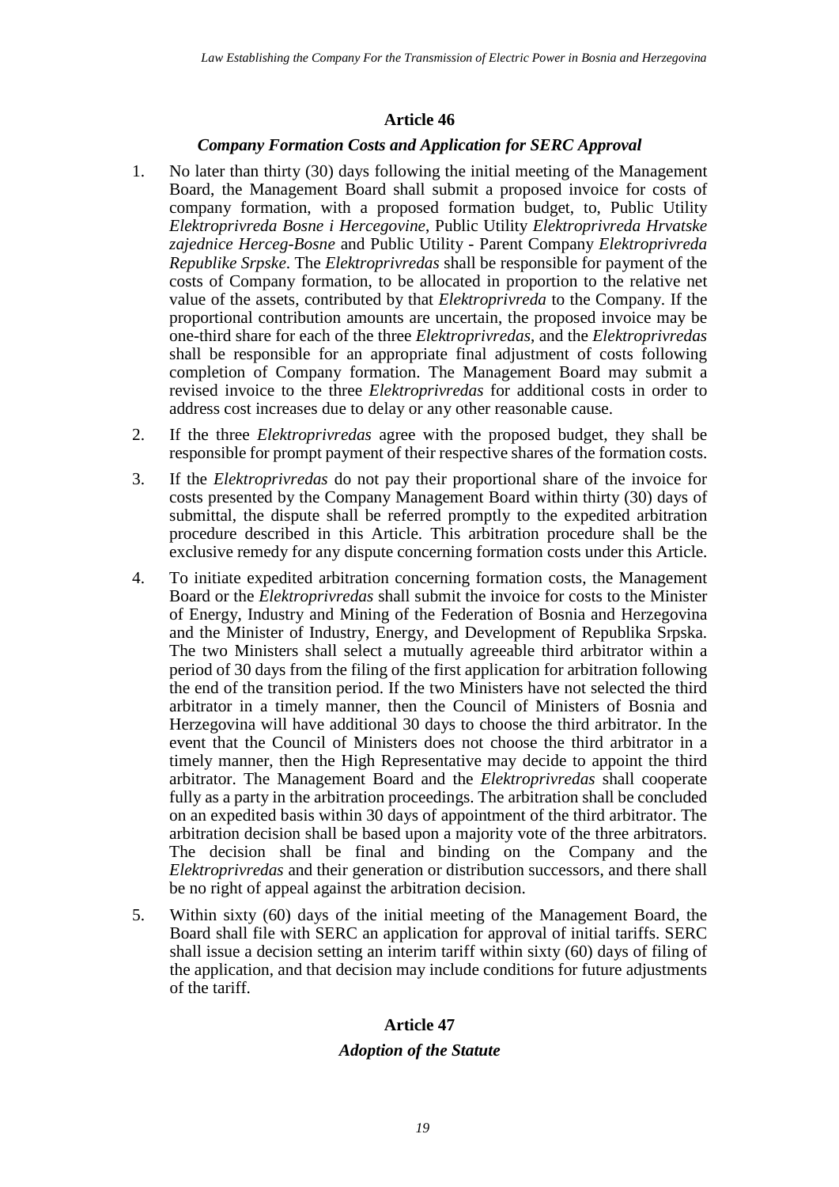## Article 46

### *Company Formation Costs and Application for SERC Approval*

1. No later than thirty (30) days following the initial meeting of the Management Board, the Management Board shall submit a proposed invoice for costs of company formation, with a proposed formation budget, to, Public Utility *Elektroprivreda Bosne i Hercegovine*, Public Utility *Elektroprivreda Hrvatske zajednice Herceg-Bosne* and Public Utility - Parent Company *Elektroprivreda Republike Srpske*. The *Elektroprivredas* shall be responsible for payment of the costs of Company formation, to be allocated in proportion to the relative net value of the assets, contributed by that *Elektroprivreda* to the Company. If the proportional contribution amounts are uncertain, the proposed invoice may be one-third share for each of the three *Elektroprivredas*, and the *Elektroprivredas* shall be responsible for an appropriate final adjustment of costs following completion of Company formation. The Management Board may submit a revised invoice to the three *Elektroprivredas* for additional costs in order to address cost increases due to delay or any other reasonable cause.

2. If the three *Elektroprivredas* agree with the proposed budget, they shall be responsible for prompt payment of their respective shares of the formation costs.

3. If the *Elektroprivredas* do not pay their proportional share of the invoice for costs presented by the Company Management Board within thirty (30) days of submittal, the dispute shall be referred promptly to the expedited arbitration procedure described in this Article. This arbitration procedure shall be the exclusive remedy for any dispute concerning formation costs under this Article.

4. To initiate expedited arbitration concerning formation costs, the Management Board or the *Elektroprivredas* shall submit the invoice for costs to the Minister of Energy, Industry and Mining of the Federation of Bosnia and Herzegovina and the Minister of Industry, Energy, and Development of Republika Srpska. The two Ministers shall select a mutually agreeable third arbitrator within a period of 30 days from the filing of the first application for arbitration following the end of the transition period. If the two Ministers have not selected the third arbitrator in a timely manner, then the Council of Ministers of Bosnia and Herzegovina will have additional 30 days to choose the third arbitrator. In the event that the Council of Ministers does not choose the third arbitrator in a timely manner, then the High Representative may decide to appoint the third arbitrator. The Management Board and the *Elektroprivredas* shall cooperate fully as a party in the arbitration proceedings. The arbitration shall be concluded on an expedited basis within 30 days of appointment of the third arbitrator. The arbitration decision shall be based upon a majority vote of the three arbitrators. The decision shall be final and binding on the Company and the *Elektroprivredas* and their generation or distribution successors, and there shall be no right of appeal against the arbitration decision.

5. Within sixty (60) days of the initial meeting of the Management Board, the Board shall file with SERC an application for approval of initial tariffs. SERC shall issue a decision setting an interim tariff within sixty (60) days of filing of the application, and that decision may include conditions for future adjustments of the tariff.

## Article 47

### *Adoption of the Statute*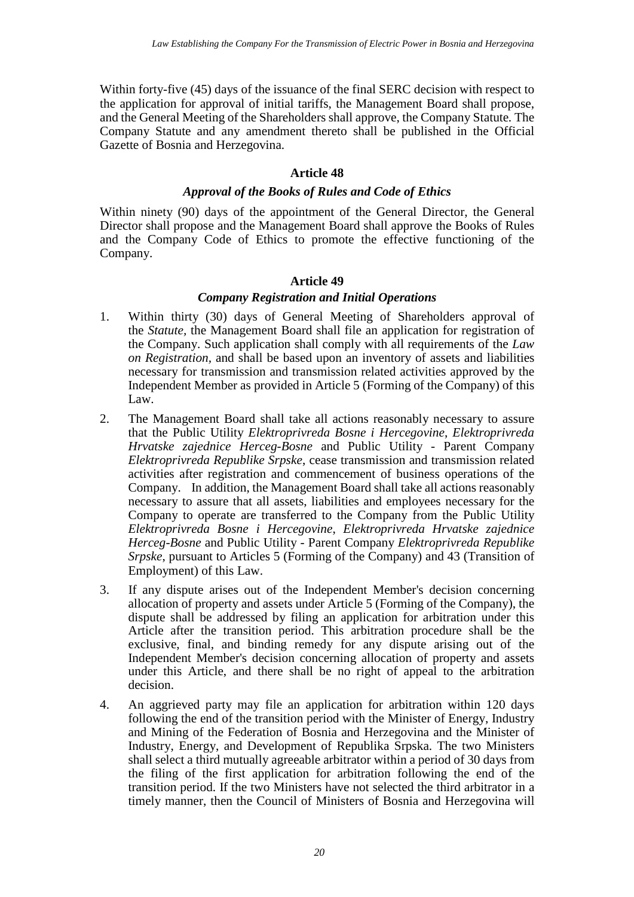Within forty-five (45) days of the issuance of the final SERC decision with respect to the application for approval of initial tariffs, the Management Board shall propose, and the General Meeting of the Shareholders shall approve, the Company Statute. The Company Statute and any amendment thereto shall be published in the Official Gazette of Bosnia and Herzegovina.

### Article 48

#### *Approval of the Books of Rules and Code of Ethics*

Within ninety (90) days of the appointment of the General Director, the General Director shall propose and the Management Board shall approve the Books of Rules and the Company Code of Ethics to promote the effective functioning of the Company.

### Article 49

#### *Company Registration and Initial Operations*

1. Within thirty (30) days of General Meeting of Shareholders approval of the *Statute*, the Management Board shall file an application for registration of the Company. Such application shall comply with all requirements of the *Law on Registration*, and shall be based upon an inventory of assets and liabilities necessary for transmission and transmission related activities approved by the Independent Member as provided in Article 5 (Forming of the Company) of this Law.
2. The Management Board shall take all actions reasonably necessary to assure that the Public Utility *Elektroprivreda Bosne i Hercegovine*, *Elektroprivreda Hrvatske zajednice Herceg-Bosne* and Public Utility - Parent Company *Elektroprivreda Republike Srpske*, cease transmission and transmission related activities after registration and commencement of business operations of the Company. In addition, the Management Board shall take all actions reasonably necessary to assure that all assets, liabilities and employees necessary for the Company to operate are transferred to the Company from the Public Utility *Elektroprivreda Bosne i Hercegovine*, *Elektroprivreda Hrvatske zajednice Herceg-Bosne* and Public Utility - Parent Company *Elektroprivreda Republike Srpske*, pursuant to Articles 5 (Forming of the Company) and 43 (Transition of Employment) of this Law.
3. If any dispute arises out of the Independent Member's decision concerning allocation of property and assets under Article 5 (Forming of the Company), the dispute shall be addressed by filing an application for arbitration under this Article after the transition period. This arbitration procedure shall be the exclusive, final, and binding remedy for any dispute arising out of the Independent Member's decision concerning allocation of property and assets under this Article, and there shall be no right of appeal to the arbitration decision.
4. An aggrieved party may file an application for arbitration within 120 days following the end of the transition period with the Minister of Energy, Industry and Mining of the Federation of Bosnia and Herzegovina and the Minister of Industry, Energy, and Development of Republika Srpska. The two Ministers shall select a third mutually agreeable arbitrator within a period of 30 days from the filing of the first application for arbitration following the end of the transition period. If the two Ministers have not selected the third arbitrator in a timely manner, then the Council of Ministers of Bosnia and Herzegovina will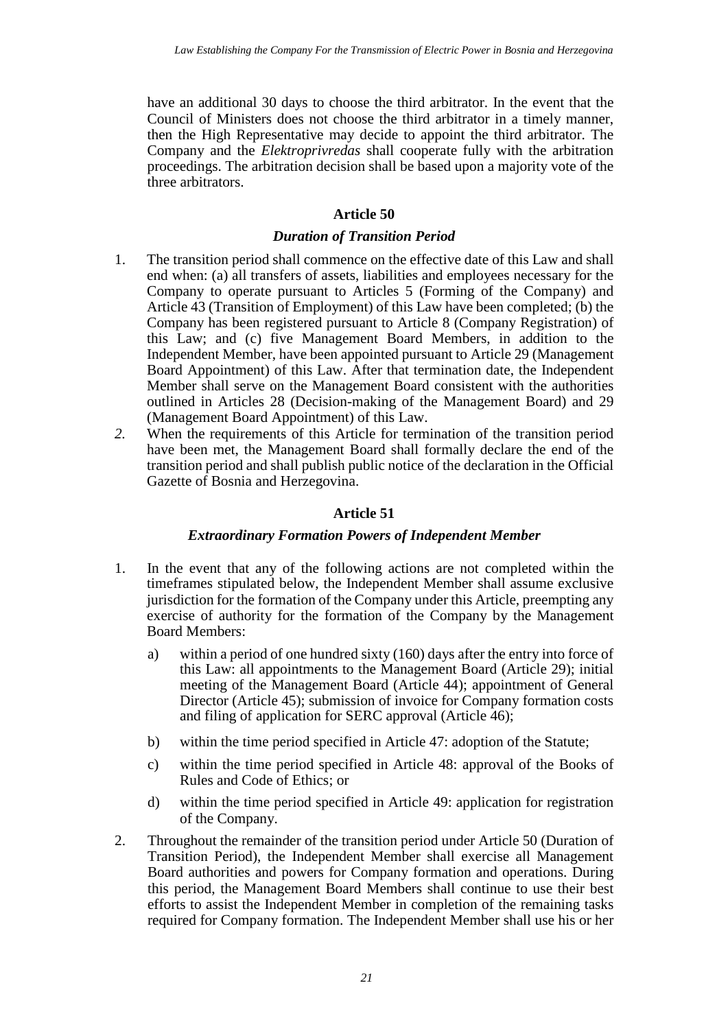have an additional 30 days to choose the third arbitrator. In the event that the Council of Ministers does not choose the third arbitrator in a timely manner, then the High Representative may decide to appoint the third arbitrator. The Company and the *Elektroprivredas* shall cooperate fully with the arbitration proceedings. The arbitration decision shall be based upon a majority vote of the three arbitrators.

### Article 50

### *Duration of Transition Period*

1. The transition period shall commence on the effective date of this Law and shall end when: (a) all transfers of assets, liabilities and employees necessary for the Company to operate pursuant to Articles 5 (Forming of the Company) and Article 43 (Transition of Employment) of this Law have been completed; (b) the Company has been registered pursuant to Article 8 (Company Registration) of this Law; and (c) five Management Board Members, in addition to the Independent Member, have been appointed pursuant to Article 29 (Management Board Appointment) of this Law. After that termination date, the Independent Member shall serve on the Management Board consistent with the authorities outlined in Articles 28 (Decision-making of the Management Board) and 29 (Management Board Appointment) of this Law.
2. When the requirements of this Article for termination of the transition period have been met, the Management Board shall formally declare the end of the transition period and shall publish public notice of the declaration in the Official Gazette of Bosnia and Herzegovina.

### Article 51

### *Extraordinary Formation Powers of Independent Member*

1. In the event that any of the following actions are not completed within the timeframes stipulated below, the Independent Member shall assume exclusive jurisdiction for the formation of the Company under this Article, preempting any exercise of authority for the formation of the Company by the Management Board Members:
   a) within a period of one hundred sixty (160) days after the entry into force of this Law: all appointments to the Management Board (Article 29); initial meeting of the Management Board (Article 44); appointment of General Director (Article 45); submission of invoice for Company formation costs and filing of application for SERC approval (Article 46);
   b) within the time period specified in Article 47: adoption of the Statute;
   c) within the time period specified in Article 48: approval of the Books of Rules and Code of Ethics; or
   d) within the time period specified in Article 49: application for registration of the Company.
2. Throughout the remainder of the transition period under Article 50 (Duration of Transition Period), the Independent Member shall exercise all Management Board authorities and powers for Company formation and operations. During this period, the Management Board Members shall continue to use their best efforts to assist the Independent Member in completion of the remaining tasks required for Company formation. The Independent Member shall use his or her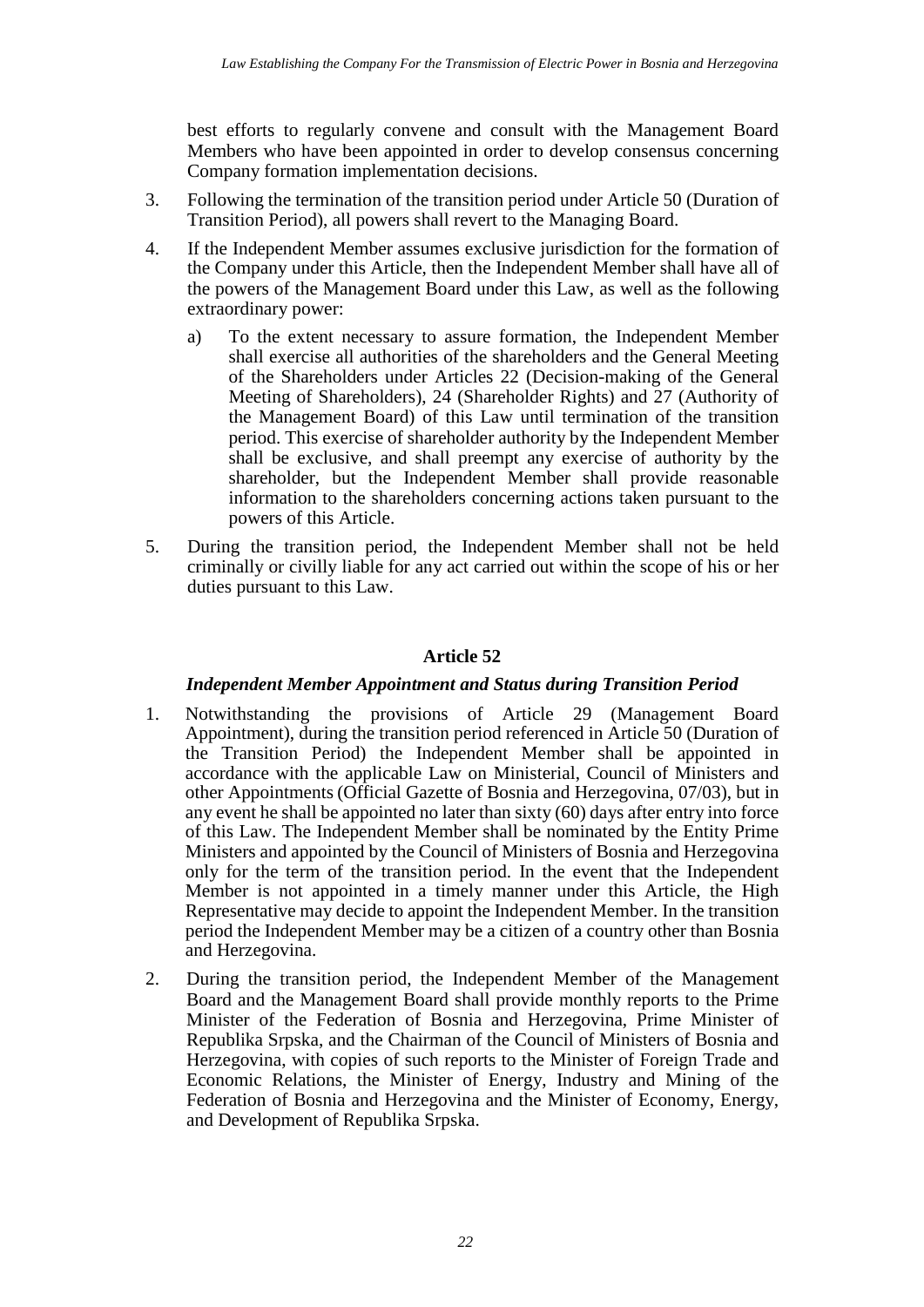best efforts to regularly convene and consult with the Management Board Members who have been appointed in order to develop consensus concerning Company formation implementation decisions.

3. Following the termination of the transition period under Article 50 (Duration of Transition Period), all powers shall revert to the Managing Board.

4. If the Independent Member assumes exclusive jurisdiction for the formation of the Company under this Article, then the Independent Member shall have all of the powers of the Management Board under this Law, as well as the following extraordinary power:

   a) To the extent necessary to assure formation, the Independent Member shall exercise all authorities of the shareholders and the General Meeting of the Shareholders under Articles 22 (Decision-making of the General Meeting of Shareholders), 24 (Shareholder Rights) and 27 (Authority of the Management Board) of this Law until termination of the transition period. This exercise of shareholder authority by the Independent Member shall be exclusive, and shall preempt any exercise of authority by the shareholder, but the Independent Member shall provide reasonable information to the shareholders concerning actions taken pursuant to the powers of this Article.

5. During the transition period, the Independent Member shall not be held criminally or civilly liable for any act carried out within the scope of his or her duties pursuant to this Law.

## Article 52

### *Independent Member Appointment and Status during Transition Period*

1. Notwithstanding the provisions of Article 29 (Management Board Appointment), during the transition period referenced in Article 50 (Duration of the Transition Period) the Independent Member shall be appointed in accordance with the applicable Law on Ministerial, Council of Ministers and other Appointments (Official Gazette of Bosnia and Herzegovina, 07/03), but in any event he shall be appointed no later than sixty (60) days after entry into force of this Law. The Independent Member shall be nominated by the Entity Prime Ministers and appointed by the Council of Ministers of Bosnia and Herzegovina only for the term of the transition period. In the event that the Independent Member is not appointed in a timely manner under this Article, the High Representative may decide to appoint the Independent Member. In the transition period the Independent Member may be a citizen of a country other than Bosnia and Herzegovina.

2. During the transition period, the Independent Member of the Management Board and the Management Board shall provide monthly reports to the Prime Minister of the Federation of Bosnia and Herzegovina, Prime Minister of Republika Srpska, and the Chairman of the Council of Ministers of Bosnia and Herzegovina, with copies of such reports to the Minister of Foreign Trade and Economic Relations, the Minister of Energy, Industry and Mining of the Federation of Bosnia and Herzegovina and the Minister of Economy, Energy, and Development of Republika Srpska.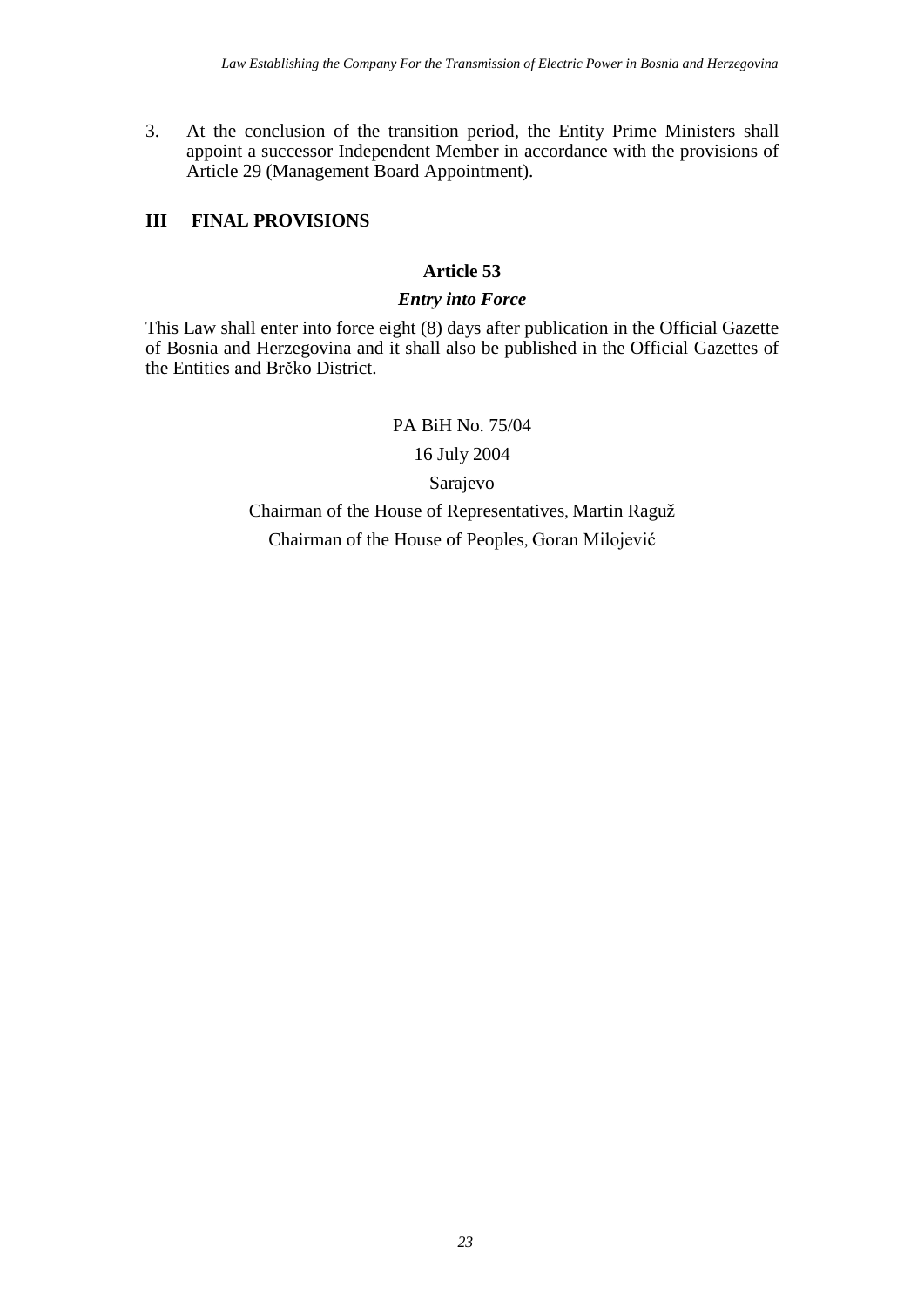3. At the conclusion of the transition period, the Entity Prime Ministers shall appoint a successor Independent Member in accordance with the provisions of Article 29 (Management Board Appointment).

## III FINAL PROVISIONS

### Article 53

***Entry into Force***

This Law shall enter into force eight (8) days after publication in the Official Gazette of Bosnia and Herzegovina and it shall also be published in the Official Gazettes of the Entities and Brčko District.

PA BiH No. 75/04

16 July 2004

Sarajevo

Chairman of the House of Representatives, Martin Raguž

Chairman of the House of Peoples, Goran Milojević